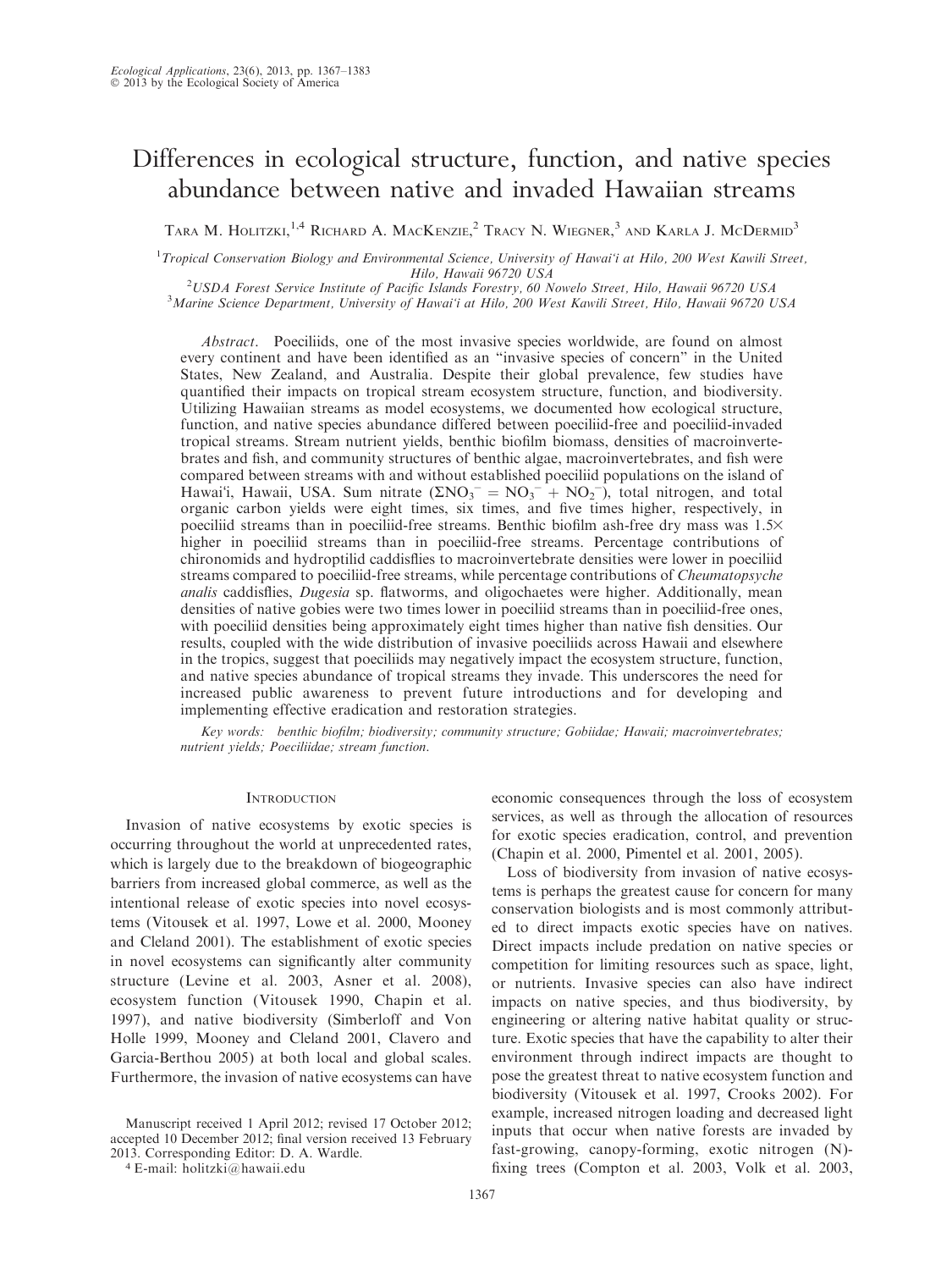# Differences in ecological structure, function, and native species abundance between native and invaded Hawaiian streams

Tara M. Holitzki,[1,4] Richard A. MacKenzie,[2] Tracy N. Wiegner,[3] and Karla J. McDermid[3]

[1]Tropical Conservation Biology and Environmental Science, University of Hawai'i at Hilo, 200 West Kawili Street, Hilo, Hawaii 96720 USA

[2]USDA Forest Service Institute of Pacific Islands Forestry, 60 Nowelo Street, Hilo, Hawaii 96720 USA

[3]Marine Science Department, University of Hawai'i at Hilo, 200 West Kawili Street, Hilo, Hawaii 96720 USA

*Abstract*. Poeciliids, one of the most invasive species worldwide, are found on almost every continent and have been identified as an "invasive species of concern" in the United States, New Zealand, and Australia. Despite their global prevalence, few studies have quantified their impacts on tropical stream ecosystem structure, function, and biodiversity. Utilizing Hawaiian streams as model ecosystems, we documented how ecological structure, function, and native species abundance differed between poeciliid-free and poeciliid-invaded tropical streams. Stream nutrient yields, benthic biofilm biomass, densities of macroinvertebrates and fish, and community structures of benthic algae, macroinvertebrates, and fish were compared between streams with and without established poeciliid populations on the island of Hawai'i, Hawaii, USA. Sum nitrate ($\Sigma NO_3^- = NO_3^- + NO_2^-$), total nitrogen, and total organic carbon yields were eight times, six times, and five times higher, respectively, in poeciliid streams than in poeciliid-free streams. Benthic biofilm ash-free dry mass was 1.5× higher in poeciliid streams than in poeciliid-free streams. Percentage contributions of chironomids and hydroptilid caddisflies to macroinvertebrate densities were lower in poeciliid streams compared to poeciliid-free streams, while percentage contributions of *Cheumatopsyche analis* caddisflies, *Dugesia* sp. flatworms, and oligochaetes were higher. Additionally, mean densities of native gobies were two times lower in poeciliid streams than in poeciliid-free ones, with poeciliid densities being approximately eight times higher than native fish densities. Our results, coupled with the wide distribution of invasive poeciliids across Hawaii and elsewhere in the tropics, suggest that poeciliids may negatively impact the ecosystem structure, function, and native species abundance of tropical streams they invade. This underscores the need for increased public awareness to prevent future introductions and for developing and implementing effective eradication and restoration strategies.

*Key words:* benthic biofilm; biodiversity; community structure; Gobiidae; Hawaii; macroinvertebrates; nutrient yields; Poeciliidae; stream function.

## Introduction

Invasion of native ecosystems by exotic species is occurring throughout the world at unprecedented rates, which is largely due to the breakdown of biogeographic barriers from increased global commerce, as well as the intentional release of exotic species into novel ecosystems (Vitousek et al. 1997, Lowe et al. 2000, Mooney and Cleland 2001). The establishment of exotic species in novel ecosystems can significantly alter community structure (Levine et al. 2003, Asner et al. 2008), ecosystem function (Vitousek 1990, Chapin et al. 1997), and native biodiversity (Simberloff and Von Holle 1999, Mooney and Cleland 2001, Clavero and Garcia-Berthou 2005) at both local and global scales. Furthermore, the invasion of native ecosystems can have economic consequences through the loss of ecosystem services, as well as through the allocation of resources for exotic species eradication, control, and prevention (Chapin et al. 2000, Pimentel et al. 2001, 2005).

Loss of biodiversity from invasion of native ecosystems is perhaps the greatest cause for concern for many conservation biologists and is most commonly attributed to direct impacts exotic species have on natives. Direct impacts include predation on native species or competition for limiting resources such as space, light, or nutrients. Invasive species can also have indirect impacts on native species, and thus biodiversity, by engineering or altering native habitat quality or structure. Exotic species that have the capability to alter their environment through indirect impacts are thought to pose the greatest threat to native ecosystem function and biodiversity (Vitousek et al. 1997, Crooks 2002). For example, increased nitrogen loading and decreased light inputs that occur when native forests are invaded by fast-growing, canopy-forming, exotic nitrogen (N)-fixing trees (Compton et al. 2003, Volk et al. 2003,

Manuscript received 1 April 2012; revised 17 October 2012; accepted 10 December 2012; final version received 13 February 2013. Corresponding Editor: D. A. Wardle.

[4] E-mail: holitzki@hawaii.edu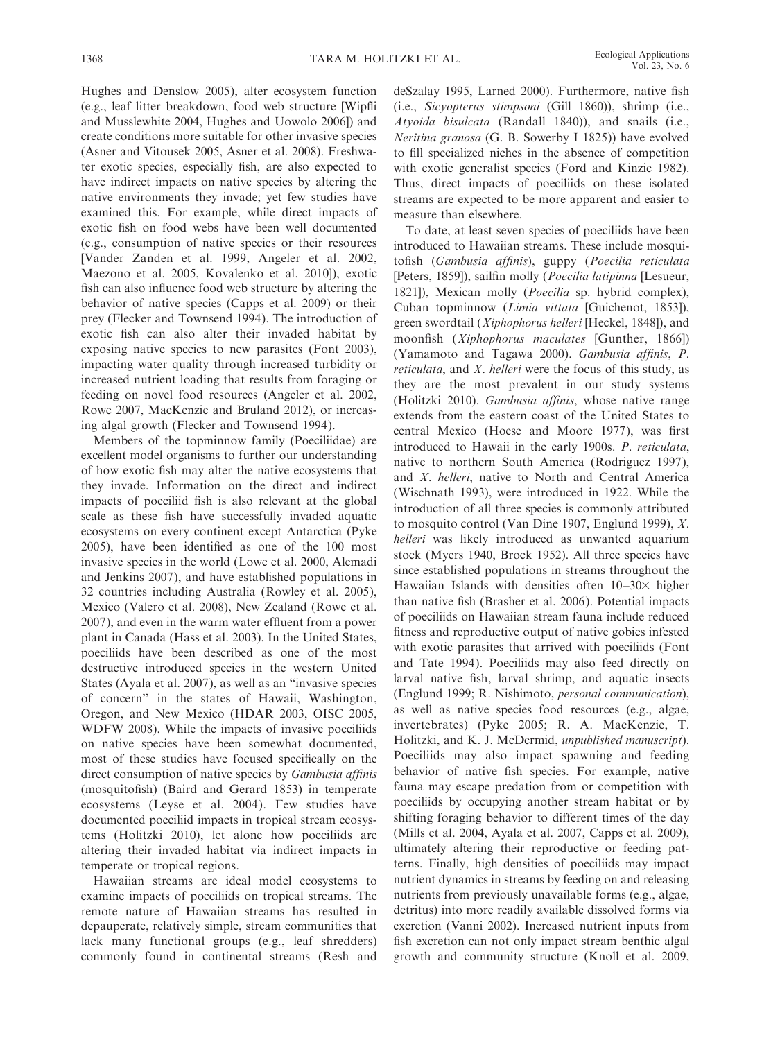Hughes and Denslow 2005), alter ecosystem function (e.g., leaf litter breakdown, food web structure [Wipfli and Musslewhite 2004, Hughes and Uowolo 2006]) and create conditions more suitable for other invasive species (Asner and Vitousek 2005, Asner et al. 2008). Freshwater exotic species, especially fish, are also expected to have indirect impacts on native species by altering the native environments they invade; yet few studies have examined this. For example, while direct impacts of exotic fish on food webs have been well documented (e.g., consumption of native species or their resources [Vander Zanden et al. 1999, Angeler et al. 2002, Maezono et al. 2005, Kovalenko et al. 2010]), exotic fish can also influence food web structure by altering the behavior of native species (Capps et al. 2009) or their prey (Flecker and Townsend 1994). The introduction of exotic fish can also alter their invaded habitat by exposing native species to new parasites (Font 2003), impacting water quality through increased turbidity or increased nutrient loading that results from foraging or feeding on novel food resources (Angeler et al. 2002, Rowe 2007, MacKenzie and Bruland 2012), or increasing algal growth (Flecker and Townsend 1994).

Members of the topminnow family (Poeciliidae) are excellent model organisms to further our understanding of how exotic fish may alter the native ecosystems that they invade. Information on the direct and indirect impacts of poeciliid fish is also relevant at the global scale as these fish have successfully invaded aquatic ecosystems on every continent except Antarctica (Pyke 2005), have been identified as one of the 100 most invasive species in the world (Lowe et al. 2000, Alemadi and Jenkins 2007), and have established populations in 32 countries including Australia (Rowley et al. 2005), Mexico (Valero et al. 2008), New Zealand (Rowe et al. 2007), and even in the warm water effluent from a power plant in Canada (Hass et al. 2003). In the United States, poeciliids have been described as one of the most destructive introduced species in the western United States (Ayala et al. 2007), as well as an "invasive species of concern" in the states of Hawaii, Washington, Oregon, and New Mexico (HDAR 2003, OISC 2005, WDFW 2008). While the impacts of invasive poeciliids on native species have been somewhat documented, most of these studies have focused specifically on the direct consumption of native species by *Gambusia affinis* (mosquitofish) (Baird and Gerard 1853) in temperate ecosystems (Leyse et al. 2004). Few studies have documented poeciliid impacts in tropical stream ecosystems (Holitzki 2010), let alone how poeciliids are altering their invaded habitat via indirect impacts in temperate or tropical regions.

Hawaiian streams are ideal model ecosystems to examine impacts of poeciliids on tropical streams. The remote nature of Hawaiian streams has resulted in depauperate, relatively simple, stream communities that lack many functional groups (e.g., leaf shredders) commonly found in continental streams (Resh and deSzalay 1995, Larned 2000). Furthermore, native fish (i.e., *Sicyopterus stimpsoni* (Gill 1860)), shrimp (i.e., *Atyoida bisulcata* (Randall 1840)), and snails (i.e., *Neritina granosa* (G. B. Sowerby I 1825)) have evolved to fill specialized niches in the absence of competition with exotic generalist species (Ford and Kinzie 1982). Thus, direct impacts of poeciliids on these isolated streams are expected to be more apparent and easier to measure than elsewhere.

To date, at least seven species of poeciliids have been introduced to Hawaiian streams. These include mosquitofish (*Gambusia affinis*), guppy (*Poecilia reticulata* [Peters, 1859]), sailfin molly (*Poecilia latipinna* [Lesueur, 1821]), Mexican molly (*Poecilia* sp. hybrid complex), Cuban topminnow (*Limia vittata* [Guichenot, 1853]), green swordtail (*Xiphophorus helleri* [Heckel, 1848]), and moonfish (*Xiphophorus maculates* [Gunther, 1866]) (Yamamoto and Tagawa 2000). *Gambusia affinis*, *P. reticulata*, and *X. helleri* were the focus of this study, as they are the most prevalent in our study systems (Holitzki 2010). *Gambusia affinis*, whose native range extends from the eastern coast of the United States to central Mexico (Hoese and Moore 1977), was first introduced to Hawaii in the early 1900s. *P. reticulata*, native to northern South America (Rodriguez 1997), and *X. helleri*, native to North and Central America (Wischnath 1993), were introduced in 1922. While the introduction of all three species is commonly attributed to mosquito control (Van Dine 1907, Englund 1999), *X. helleri* was likely introduced as unwanted aquarium stock (Myers 1940, Brock 1952). All three species have since established populations in streams throughout the Hawaiian Islands with densities often 10–30× higher than native fish (Brasher et al. 2006). Potential impacts of poeciliids on Hawaiian stream fauna include reduced fitness and reproductive output of native gobies infested with exotic parasites that arrived with poeciliids (Font and Tate 1994). Poeciliids may also feed directly on larval native fish, larval shrimp, and aquatic insects (Englund 1999; R. Nishimoto, *personal communication*), as well as native species food resources (e.g., algae, invertebrates) (Pyke 2005; R. A. MacKenzie, T. Holitzki, and K. J. McDermid, *unpublished manuscript*). Poeciliids may also impact spawning and feeding behavior of native fish species. For example, native fauna may escape predation from or competition with poeciliids by occupying another stream habitat or by shifting foraging behavior to different times of the day (Mills et al. 2004, Ayala et al. 2007, Capps et al. 2009), ultimately altering their reproductive or feeding patterns. Finally, high densities of poeciliids may impact nutrient dynamics in streams by feeding on and releasing nutrients from previously unavailable forms (e.g., algae, detritus) into more readily available dissolved forms via excretion (Vanni 2002). Increased nutrient inputs from fish excretion can not only impact stream benthic algal growth and community structure (Knoll et al. 2009,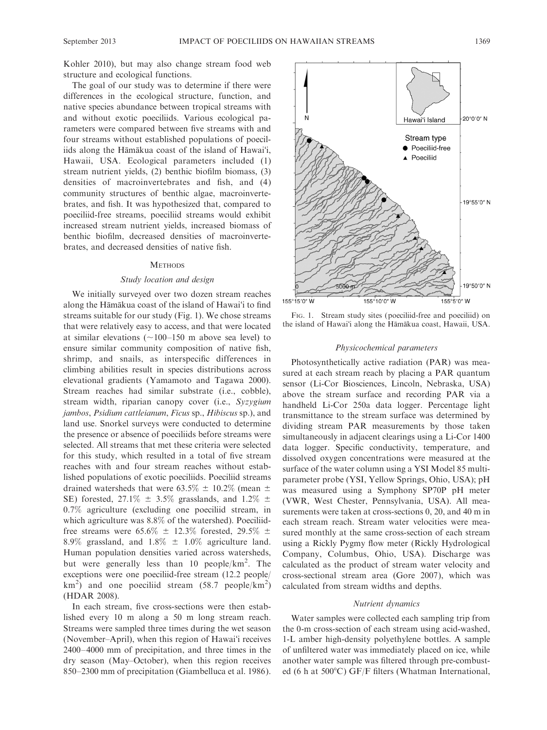Kohler 2010), but may also change stream food web structure and ecological functions.

The goal of our study was to determine if there were differences in the ecological structure, function, and native species abundance between tropical streams with and without exotic poeciliids. Various ecological parameters were compared between five streams with and four streams without established populations of poeciliids along the Hāmākua coast of the island of Hawai'i, Hawaii, USA. Ecological parameters included (1) stream nutrient yields, (2) benthic biofilm biomass, (3) densities of macroinvertebrates and fish, and (4) community structures of benthic algae, macroinvertebrates, and fish. It was hypothesized that, compared to poeciliid-free streams, poeciliid streams would exhibit increased stream nutrient yields, increased biomass of benthic biofilm, decreased densities of macroinvertebrates, and decreased densities of native fish.

## Methods

### Study location and design

We initially surveyed over two dozen stream reaches along the Hāmākua coast of the island of Hawai'i to find streams suitable for our study (Fig. 1). We chose streams that were relatively easy to access, and that were located at similar elevations (~100–150 m above sea level) to ensure similar community composition of native fish, shrimp, and snails, as interspecific differences in climbing abilities result in species distributions across elevational gradients (Yamamoto and Tagawa 2000). Stream reaches had similar substrate (i.e., cobble), stream width, riparian canopy cover (i.e., *Syzygium jambos*, *Psidium cattleianum*, *Ficus* sp., *Hibiscus* sp.), and land use. Snorkel surveys were conducted to determine the presence or absence of poeciliids before streams were selected. All streams that met these criteria were selected for this study, which resulted in a total of five stream reaches with and four stream reaches without established populations of exotic poeciliids. Poeciliid streams drained watersheds that were 63.5% ± 10.2% (mean ± SE) forested, 27.1% ± 3.5% grasslands, and 1.2% ± 0.7% agriculture (excluding one poeciliid stream, in which agriculture was 8.8% of the watershed). Poeciliid-free streams were 65.6% ± 12.3% forested, 29.5% ± 8.9% grassland, and 1.8% ± 1.0% agriculture land. Human population densities varied across watersheds, but were generally less than 10 people/km$^2$. The exceptions were one poeciliid-free stream (12.2 people/km$^2$) and one poeciliid stream (58.7 people/km$^2$) (HDAR 2008).

In each stream, five cross-sections were then established every 10 m along a 50 m long stream reach. Streams were sampled three times during the wet season (November–April), when this region of Hawai'i receives 2400–4000 mm of precipitation, and three times in the dry season (May–October), when this region receives 850–2300 mm of precipitation (Giambelluca et al. 1986).

FIG. 1. Stream study sites (poeciliid-free and poeciliid) on the island of Hawai'i along the Hāmākua coast, Hawaii, USA.

### Physicochemical parameters

Photosynthetically active radiation (PAR) was measured at each stream reach by placing a PAR quantum sensor (Li-Cor Biosciences, Lincoln, Nebraska, USA) above the stream surface and recording PAR via a handheld Li-Cor 250a data logger. Percentage light transmittance to the stream surface was determined by dividing stream PAR measurements by those taken simultaneously in adjacent clearings using a Li-Cor 1400 data logger. Specific conductivity, temperature, and dissolved oxygen concentrations were measured at the surface of the water column using a YSI Model 85 multiparameter probe (YSI, Yellow Springs, Ohio, USA); pH was measured using a Symphony SP70P pH meter (VWR, West Chester, Pennsylvania, USA). All measurements were taken at cross-sections 0, 20, and 40 m in each stream reach. Stream water velocities were measured monthly at the same cross-section of each stream using a Rickly Pygmy flow meter (Rickly Hydrological Company, Columbus, Ohio, USA). Discharge was calculated as the product of stream water velocity and cross-sectional stream area (Gore 2007), which was calculated from stream widths and depths.

### Nutrient dynamics

Water samples were collected each sampling trip from the 0-m cross-section of each stream using acid-washed, 1-L amber high-density polyethylene bottles. A sample of unfiltered water was immediately placed on ice, while another water sample was filtered through pre-combusted (6 h at 500°C) GF/F filters (Whatman International,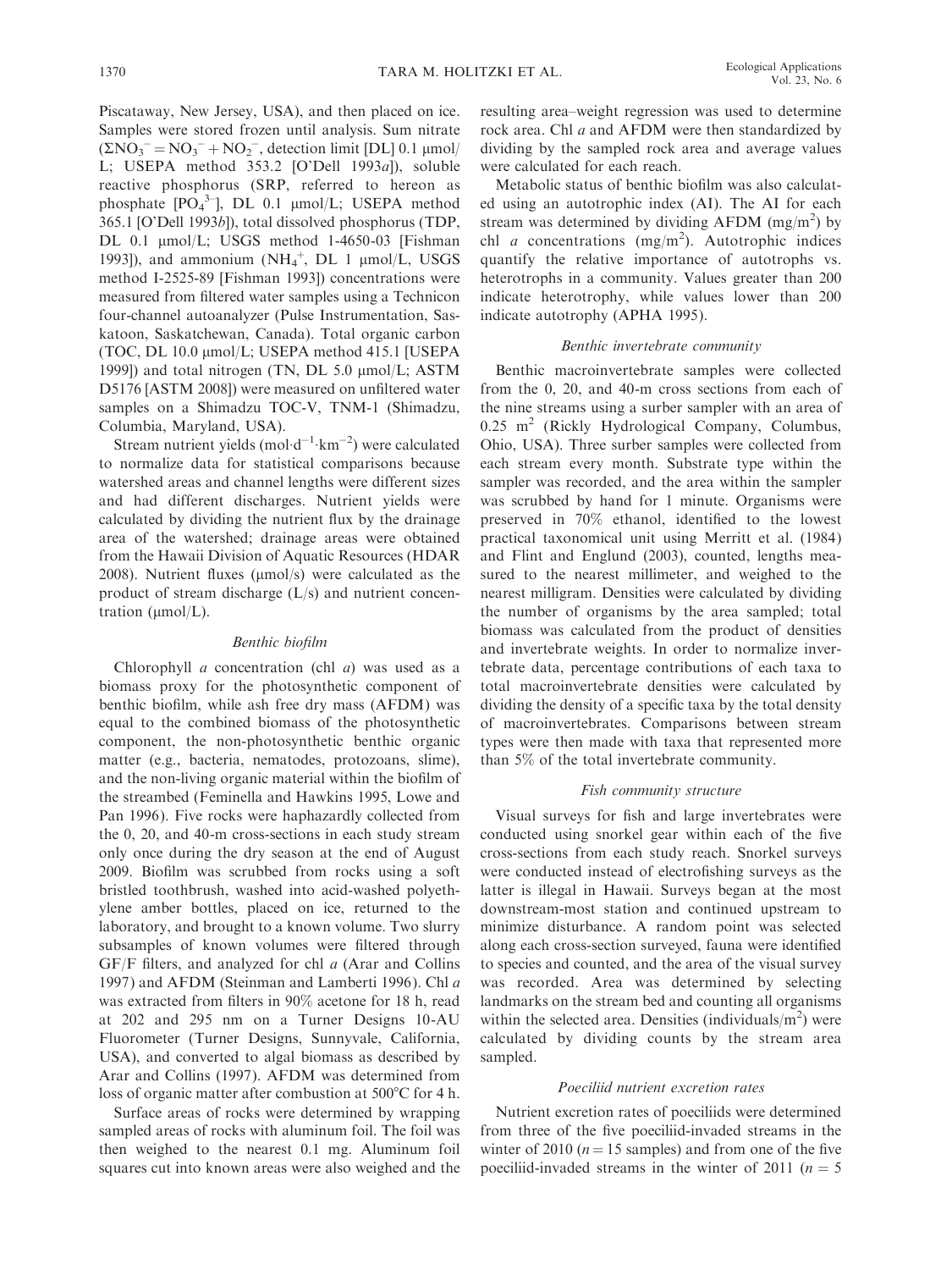Piscataway, New Jersey, USA), and then placed on ice. Samples were stored frozen until analysis. Sum nitrate ($\Sigma NO_3^- = NO_3^- + NO_2^-$, detection limit [DL] 0.1 μmol/L; USEPA method 353.2 [O'Dell 1993*a*]), soluble reactive phosphorus (SRP, referred to hereon as phosphate [$PO_4^{3-}$], DL 0.1 μmol/L; USEPA method 365.1 [O'Dell 1993*b*]), total dissolved phosphorus (TDP, DL 0.1 μmol/L; USGS method 1-4650-03 [Fishman 1993]), and ammonium ($NH_4^+$, DL 1 μmol/L, USGS method I-2525-89 [Fishman 1993]) concentrations were measured from filtered water samples using a Technicon four-channel autoanalyzer (Pulse Instrumentation, Saskatoon, Saskatchewan, Canada). Total organic carbon (TOC, DL 10.0 μmol/L; USEPA method 415.1 [USEPA 1999]) and total nitrogen (TN, DL 5.0 μmol/L; ASTM D5176 [ASTM 2008]) were measured on unfiltered water samples on a Shimadzu TOC-V, TNM-1 (Shimadzu, Columbia, Maryland, USA).

Stream nutrient yields ($mol \cdot d^{-1} \cdot km^{-2}$) were calculated to normalize data for statistical comparisons because watershed areas and channel lengths were different sizes and had different discharges. Nutrient yields were calculated by dividing the nutrient flux by the drainage area of the watershed; drainage areas were obtained from the Hawaii Division of Aquatic Resources (HDAR 2008). Nutrient fluxes (μmol/s) were calculated as the product of stream discharge (L/s) and nutrient concentration (μmol/L).

### *Benthic biofilm*

Chlorophyll *a* concentration (chl *a*) was used as a biomass proxy for the photosynthetic component of benthic biofilm, while ash free dry mass (AFDM) was equal to the combined biomass of the photosynthetic component, the non-photosynthetic benthic organic matter (e.g., bacteria, nematodes, protozoans, slime), and the non-living organic material within the biofilm of the streambed (Feminella and Hawkins 1995, Lowe and Pan 1996). Five rocks were haphazardly collected from the 0, 20, and 40-m cross-sections in each study stream only once during the dry season at the end of August 2009. Biofilm was scrubbed from rocks using a soft bristled toothbrush, washed into acid-washed polyethylene amber bottles, placed on ice, returned to the laboratory, and brought to a known volume. Two slurry subsamples of known volumes were filtered through GF/F filters, and analyzed for chl *a* (Arar and Collins 1997) and AFDM (Steinman and Lamberti 1996). Chl *a* was extracted from filters in 90% acetone for 18 h, read at 202 and 295 nm on a Turner Designs 10-AU Fluorometer (Turner Designs, Sunnyvale, California, USA), and converted to algal biomass as described by Arar and Collins (1997). AFDM was determined from loss of organic matter after combustion at 500°C for 4 h.

Surface areas of rocks were determined by wrapping sampled areas of rocks with aluminum foil. The foil was then weighed to the nearest 0.1 mg. Aluminum foil squares cut into known areas were also weighed and the resulting area–weight regression was used to determine rock area. Chl *a* and AFDM were then standardized by dividing by the sampled rock area and average values were calculated for each reach.

Metabolic status of benthic biofilm was also calculated using an autotrophic index (AI). The AI for each stream was determined by dividing AFDM ($mg/m^2$) by chl *a* concentrations ($mg/m^2$). Autotrophic indices quantify the relative importance of autotrophs vs. heterotrophs in a community. Values greater than 200 indicate heterotrophy, while values lower than 200 indicate autotrophy (APHA 1995).

### *Benthic invertebrate community*

Benthic macroinvertebrate samples were collected from the 0, 20, and 40-m cross sections from each of the nine streams using a surber sampler with an area of 0.25 $m^2$ (Rickly Hydrological Company, Columbus, Ohio, USA). Three surber samples were collected from each stream every month. Substrate type within the sampler was recorded, and the area within the sampler was scrubbed by hand for 1 minute. Organisms were preserved in 70% ethanol, identified to the lowest practical taxonomical unit using Merritt et al. (1984) and Flint and Englund (2003), counted, lengths measured to the nearest millimeter, and weighed to the nearest milligram. Densities were calculated by dividing the number of organisms by the area sampled; total biomass was calculated from the product of densities and invertebrate weights. In order to normalize invertebrate data, percentage contributions of each taxa to total macroinvertebrate densities were calculated by dividing the density of a specific taxa by the total density of macroinvertebrates. Comparisons between stream types were then made with taxa that represented more than 5% of the total invertebrate community.

### *Fish community structure*

Visual surveys for fish and large invertebrates were conducted using snorkel gear within each of the five cross-sections from each study reach. Snorkel surveys were conducted instead of electrofishing surveys as the latter is illegal in Hawaii. Surveys began at the most downstream-most station and continued upstream to minimize disturbance. A random point was selected along each cross-section surveyed, fauna were identified to species and counted, and the area of the visual survey was recorded. Area was determined by selecting landmarks on the stream bed and counting all organisms within the selected area. Densities (individuals/$m^2$) were calculated by dividing counts by the stream area sampled.

### *Poeciliid nutrient excretion rates*

Nutrient excretion rates of poeciliids were determined from three of the five poeciliid-invaded streams in the winter of 2010 ($n = 15$ samples) and from one of the five poeciliid-invaded streams in the winter of 2011 ($n = 5$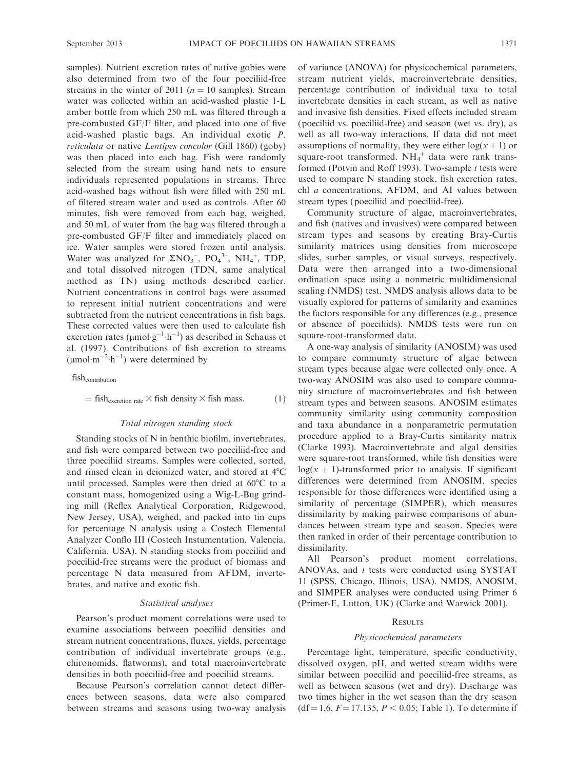samples). Nutrient excretion rates of native gobies were also determined from two of the four poeciliid-free streams in the winter of 2011 ($n = 10$ samples). Stream water was collected within an acid-washed plastic 1-L amber bottle from which 250 mL was filtered through a pre-combusted GF/F filter, and placed into one of five acid-washed plastic bags. An individual exotic *P. reticulata* or native *Lentipes concolor* (Gill 1860) (goby) was then placed into each bag. Fish were randomly selected from the stream using hand nets to ensure individuals represented populations in streams. Three acid-washed bags without fish were filled with 250 mL of filtered stream water and used as controls. After 60 minutes, fish were removed from each bag, weighed, and 50 mL of water from the bag was filtered through a pre-combusted GF/F filter and immediately placed on ice. Water samples were stored frozen until analysis. Water was analyzed for $\Sigma NO_3^-$, $PO_4^{3-}$, $NH_4^+$, TDP, and total dissolved nitrogen (TDN, same analytical method as TN) using methods described earlier. Nutrient concentrations in control bags were assumed to represent initial nutrient concentrations and were subtracted from the nutrient concentrations in fish bags. These corrected values were then used to calculate fish excretion rates ($\mu mol \cdot g^{-1} \cdot h^{-1}$) as described in Schauss et al. (1997). Contributions of fish excretion to streams ($\mu mol \cdot m^{-2} \cdot h^{-1}$) were determined by

$$\text{fish}_{\text{contribution}} = \text{fish}_{\text{excretion rate}} \times \text{fish density} \times \text{fish mass}. \quad (1)$$

### *Total nitrogen standing stock*

Standing stocks of N in benthic biofilm, invertebrates, and fish were compared between two poeciliid-free and three poeciliid streams. Samples were collected, sorted, and rinsed clean in deionized water, and stored at 4°C until processed. Samples were then dried at 60°C to a constant mass, homogenized using a Wig-L-Bug grinding mill (Reflex Analytical Corporation, Ridgewood, New Jersey, USA), weighed, and packed into tin cups for percentage N analysis using a Costech Elemental Analyzer Conflo III (Costech Instumentation, Valencia, California. USA). N standing stocks from poeciliid and poeciliid-free streams were the product of biomass and percentage N data measured from AFDM, invertebrates, and native and exotic fish.

### *Statistical analyses*

Pearson's product moment correlations were used to examine associations between poeciliid densities and stream nutrient concentrations, fluxes, yields, percentage contribution of individual invertebrate groups (e.g., chironomids, flatworms), and total macroinvertebrate densities in both poeciliid-free and poeciliid streams.

Because Pearson's correlation cannot detect differences between seasons, data were also compared between streams and seasons using two-way analysis of variance (ANOVA) for physicochemical parameters, stream nutrient yields, macroinvertebrate densities, percentage contribution of individual taxa to total invertebrate densities in each stream, as well as native and invasive fish densities. Fixed effects included stream (poeciliid vs. poeciliid-free) and season (wet vs. dry), as well as all two-way interactions. If data did not meet assumptions of normality, they were either $\log(x + 1)$ or square-root transformed. $NH_4^+$ data were rank transformed (Potvin and Roff 1993). Two-sample *t* tests were used to compare N standing stock, fish excretion rates, chl *a* concentrations, AFDM, and AI values between stream types (poeciliid and poeciliid-free).

Community structure of algae, macroinvertebrates, and fish (natives and invasives) were compared between stream types and seasons by creating Bray-Curtis similarity matrices using densities from microscope slides, surber samples, or visual surveys, respectively. Data were then arranged into a two-dimensional ordination space using a nonmetric multidimensional scaling (NMDS) test. NMDS analysis allows data to be visually explored for patterns of similarity and examines the factors responsible for any differences (e.g., presence or absence of poeciliids). NMDS tests were run on square-root-transformed data.

A one-way analysis of similarity (ANOSIM) was used to compare community structure of algae between stream types because algae were collected only once. A two-way ANOSIM was also used to compare community structure of macroinvertebrates and fish between stream types and between seasons. ANOSIM estimates community similarity using community composition and taxa abundance in a nonparametric permutation procedure applied to a Bray-Curtis similarity matrix (Clarke 1993). Macroinvertebrate and algal densities were square-root transformed, while fish densities were $\log(x + 1)$-transformed prior to analysis. If significant differences were determined from ANOSIM, species responsible for those differences were identified using a similarity of percentage (SIMPER), which measures dissimilarity by making pairwise comparisons of abundances between stream type and season. Species were then ranked in order of their percentage contribution to dissimilarity.

All Pearson's product moment correlations, ANOVAs, and *t* tests were conducted using SYSTAT 11 (SPSS, Chicago, Illinois, USA). NMDS, ANOSIM, and SIMPER analyses were conducted using Primer 6 (Primer-E, Lutton, UK) (Clarke and Warwick 2001).

## Results

### *Physicochemical parameters*

Percentage light, temperature, specific conductivity, dissolved oxygen, pH, and wetted stream widths were similar between poeciliid and poeciliid-free streams, as well as between seasons (wet and dry). Discharge was two times higher in the wet season than the dry season (df = 1,6, $F = 17.135$, $P < 0.05$; Table 1). To determine if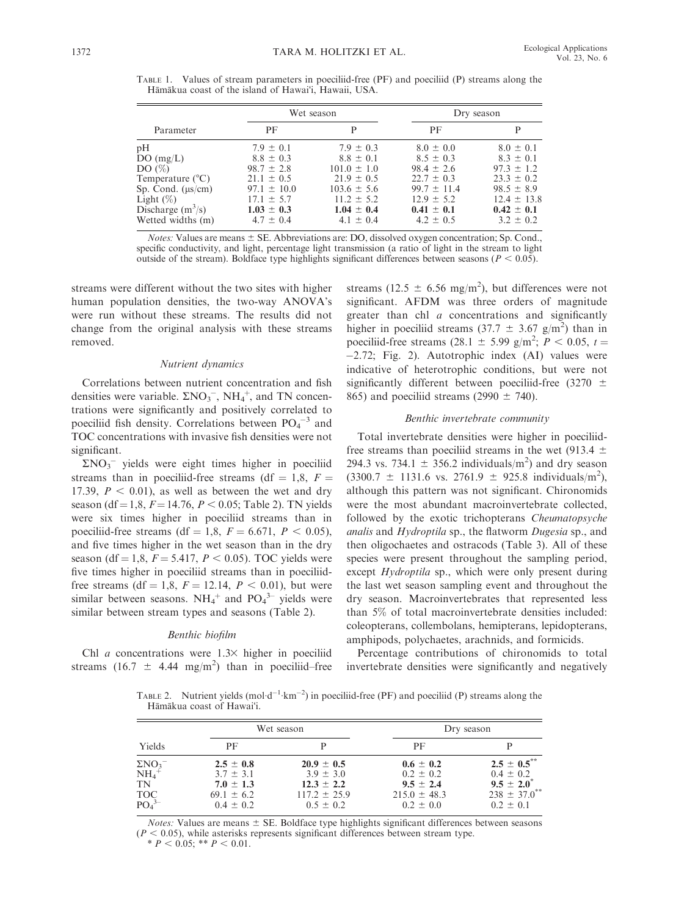TABLE 1. Values of stream parameters in poeciliid-free (PF) and poeciliid (P) streams along the Hāmākua coast of the island of Hawai'i, Hawaii, USA.

| Parameter | Wet season | | Dry season | |
|---|---|---|---|---|
| | PF | P | PF | P |
| pH | 7.9 ± 0.1 | 7.9 ± 0.3 | 8.0 ± 0.0 | 8.0 ± 0.1 |
| DO (mg/L) | 8.8 ± 0.3 | 8.8 ± 0.1 | 8.5 ± 0.3 | 8.3 ± 0.1 |
| DO (%) | 98.7 ± 2.8 | 101.0 ± 1.0 | 98.4 ± 2.6 | 97.3 ± 1.2 |
| Temperature (°C) | 21.1 ± 0.5 | 21.9 ± 0.5 | 22.7 ± 0.3 | 23.3 ± 0.2 |
| Sp. Cond. (μs/cm) | 97.1 ± 10.0 | 103.6 ± 5.6 | 99.7 ± 11.4 | 98.5 ± 8.9 |
| Light (%) | 17.1 ± 5.7 | 11.2 ± 5.2 | 12.9 ± 5.2 | 12.4 ± 13.8 |
| Discharge ($m^3$/s) | **1.03 ± 0.3** | **1.04 ± 0.4** | **0.41 ± 0.1** | **0.42 ± 0.1** |
| Wetted widths (m) | 4.7 ± 0.4 | 4.1 ± 0.4 | 4.2 ± 0.5 | 3.2 ± 0.2 |

*Notes:* Values are means ± SE. Abbreviations are: DO, dissolved oxygen concentration; Sp. Cond., specific conductivity, and light, percentage light transmission (a ratio of light in the stream to light outside of the stream). Boldface type highlights significant differences between seasons ($P < 0.05$).

streams were different without the two sites with higher human population densities, the two-way ANOVA's were run without these streams. The results did not change from the original analysis with these streams removed.

### Nutrient dynamics

Correlations between nutrient concentration and fish densities were variable. $\Sigma NO_3^-$, $NH_4^+$, and TN concentrations were significantly and positively correlated to poeciliid fish density. Correlations between $PO_4^{-3}$ and TOC concentrations with invasive fish densities were not significant.

$\Sigma NO_3^-$ yields were eight times higher in poeciliid streams than in poeciliid-free streams (df = 1,8, $F$ = 17.39, $P < 0.01$), as well as between the wet and dry season (df = 1,8, $F$ = 14.76, $P < 0.05$; Table 2). TN yields were six times higher in poeciliid streams than in poeciliid-free streams (df = 1,8, $F$ = 6.671, $P < 0.05$), and five times higher in the wet season than in the dry season (df = 1,8, $F$ = 5.417, $P < 0.05$). TOC yields were five times higher in poeciliid streams than in poeciliid-free streams (df = 1,8, $F$ = 12.14, $P < 0.01$), but were similar between seasons. $NH_4^+$ and $PO_4^{3-}$ yields were similar between stream types and seasons (Table 2).

### Benthic biofilm

Chl *a* concentrations were 1.3× higher in poeciliid streams (16.7 ± 4.44 mg/$m^2$) than in poeciliid–free streams (12.5 ± 6.56 mg/$m^2$), but differences were not significant. AFDM was three orders of magnitude greater than chl *a* concentrations and significantly higher in poeciliid streams (37.7 ± 3.67 g/$m^2$) than in poeciliid-free streams (28.1 ± 5.99 g/$m^2$; $P < 0.05$, $t$ = –2.72; Fig. 2). Autotrophic index (AI) values were indicative of heterotrophic conditions, but were not significantly different between poeciliid-free (3270 ± 865) and poeciliid streams (2990 ± 740).

### Benthic invertebrate community

Total invertebrate densities were higher in poeciliid-free streams than poeciliid streams in the wet (913.4 ± 294.3 vs. 734.1 ± 356.2 individuals/$m^2$) and dry season (3300.7 ± 1131.6 vs. 2761.9 ± 925.8 individuals/$m^2$), although this pattern was not significant. Chironomids were the most abundant macroinvertebrate collected, followed by the exotic trichopterans *Cheumatopsyche analis* and *Hydroptila* sp., the flatworm *Dugesia* sp., and then oligochaetes and ostracods (Table 3). All of these species were present throughout the sampling period, except *Hydroptila* sp., which were only present during the last wet season sampling event and throughout the dry season. Macroinvertebrates that represented less than 5% of total macroinvertebrate densities included: coleopterans, collembolans, hemipterans, lepidopterans, amphipods, polychaetes, arachnids, and formicids.

Percentage contributions of chironomids to total invertebrate densities were significantly and negatively

TABLE 2. Nutrient yields (mol·$d^{-1}$·$km^{-2}$) in poeciliid-free (PF) and poeciliid (P) streams along the Hāmākua coast of Hawai'i.

| Yields | Wet season | | Dry season | |
|---|---|---|---|---|
| | PF | P | PF | P |
| $\Sigma NO_3^-$ | **2.5 ± 0.8** | **20.9 ± 0.5** | **0.6 ± 0.2** | **2.5 ± 0.5**** |
| $NH_4^+$ | 3.7 ± 3.1 | 3.9 ± 3.0 | 0.2 ± 0.2 | 0.4 ± 0.2 |
| TN | **7.0 ± 1.3** | **12.3 ± 2.2** | **9.5 ± 2.4** | **9.5 ± 2.0*** |
| TOC | 69.1 ± 6.2 | 117.2 ± 25.9 | 215.0 ± 48.3 | 238 ± 37.0** |
| $PO_4^{3-}$ | 0.4 ± 0.2 | 0.5 ± 0.2 | 0.2 ± 0.0 | 0.2 ± 0.1 |

*Notes:* Values are means ± SE. Boldface type highlights significant differences between seasons ($P < 0.05$), while asterisks represents significant differences between stream type.
* $P < 0.05$; ** $P < 0.01$.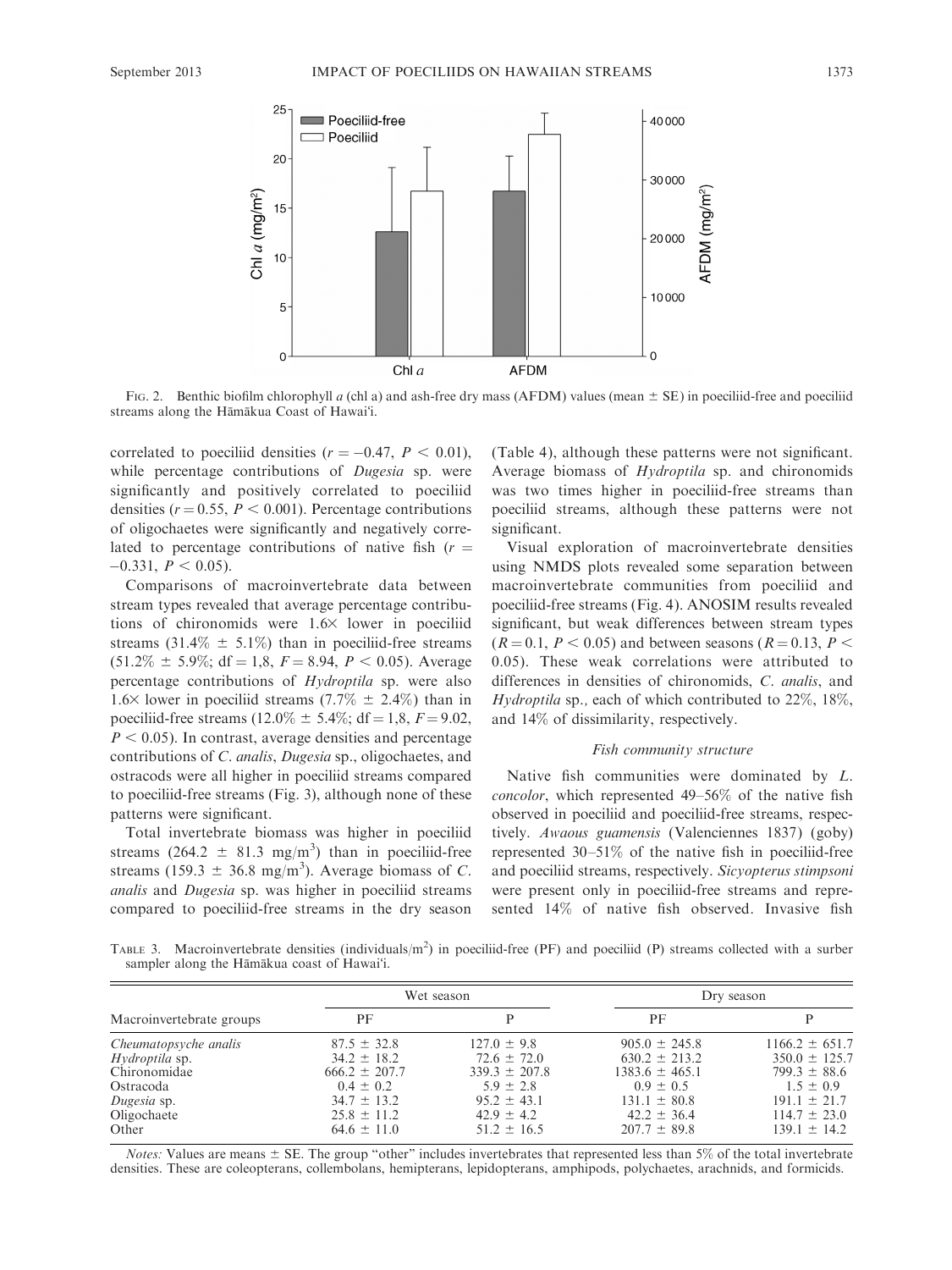FIG. 2. Benthic biofilm chlorophyll *a* (chl a) and ash-free dry mass (AFDM) values (mean ± SE) in poeciliid-free and poeciliid streams along the Hāmākua Coast of Hawai'i.

correlated to poeciliid densities ($r = -0.47$, $P < 0.01$), while percentage contributions of *Dugesia* sp. were significantly and positively correlated to poeciliid densities ($r = 0.55$, $P < 0.001$). Percentage contributions of oligochaetes were significantly and negatively correlated to percentage contributions of native fish ($r = -0.331$, $P < 0.05$).

Comparisons of macroinvertebrate data between stream types revealed that average percentage contributions of chironomids were 1.6× lower in poeciliid streams (31.4% ± 5.1%) than in poeciliid-free streams (51.2% ± 5.9%; df = 1,8, $F = 8.94$, $P < 0.05$). Average percentage contributions of *Hydroptila* sp. were also 1.6× lower in poeciliid streams (7.7% ± 2.4%) than in poeciliid-free streams (12.0% ± 5.4%; df = 1,8, $F = 9.02$, $P < 0.05$). In contrast, average densities and percentage contributions of *C. analis*, *Dugesia* sp., oligochaetes, and ostracods were all higher in poeciliid streams compared to poeciliid-free streams (Fig. 3), although none of these patterns were significant.

Total invertebrate biomass was higher in poeciliid streams (264.2 ± 81.3 $mg/m^3$) than in poeciliid-free streams (159.3 ± 36.8 $mg/m^3$). Average biomass of *C. analis* and *Dugesia* sp. was higher in poeciliid streams compared to poeciliid-free streams in the dry season (Table 4), although these patterns were not significant. Average biomass of *Hydroptila* sp. and chironomids was two times higher in poeciliid-free streams than poeciliid streams, although these patterns were not significant.

Visual exploration of macroinvertebrate densities using NMDS plots revealed some separation between macroinvertebrate communities from poeciliid and poeciliid-free streams (Fig. 4). ANOSIM results revealed significant, but weak differences between stream types ($R = 0.1$, $P < 0.05$) and between seasons ($R = 0.13$, $P < 0.05$). These weak correlations were attributed to differences in densities of chironomids, *C. analis*, and *Hydroptila* sp., each of which contributed to 22%, 18%, and 14% of dissimilarity, respectively.

### *Fish community structure*

Native fish communities were dominated by *L. concolor*, which represented 49–56% of the native fish observed in poeciliid and poeciliid-free streams, respectively. *Awaous guamensis* (Valenciennes 1837) (goby) represented 30–51% of the native fish in poeciliid-free and poeciliid streams, respectively. *Sicyopterus stimpsoni* were present only in poeciliid-free streams and represented 14% of native fish observed. Invasive fish

TABLE 3. Macroinvertebrate densities (individuals/$m^2$) in poeciliid-free (PF) and poeciliid (P) streams collected with a surber sampler along the Hāmākua coast of Hawai'i.

| Macroinvertebrate groups | Wet season | | Dry season | |
|---|---|---|---|---|
| | PF | P | PF | P |
| *Cheumatopsyche analis* | 87.5 ± 32.8 | 127.0 ± 9.8 | 905.0 ± 245.8 | 1166.2 ± 651.7 |
| *Hydroptila* sp. | 34.2 ± 18.2 | 72.6 ± 72.0 | 630.2 ± 213.2 | 350.0 ± 125.7 |
| Chironomidae | 666.2 ± 207.7 | 339.3 ± 207.8 | 1383.6 ± 465.1 | 799.3 ± 88.6 |
| Ostracoda | 0.4 ± 0.2 | 5.9 ± 2.8 | 0.9 ± 0.5 | 1.5 ± 0.9 |
| *Dugesia* sp. | 34.7 ± 13.2 | 95.2 ± 43.1 | 131.1 ± 80.8 | 191.1 ± 21.7 |
| Oligochaete | 25.8 ± 11.2 | 42.9 ± 4.2 | 42.2 ± 36.4 | 114.7 ± 23.0 |
| Other | 64.6 ± 11.0 | 51.2 ± 16.5 | 207.7 ± 89.8 | 139.1 ± 14.2 |

*Notes:* Values are means ± SE. The group "other" includes invertebrates that represented less than 5% of the total invertebrate densities. These are coleopterans, collembolans, hemipterans, lepidopterans, amphipods, polychaetes, arachnids, and formicids.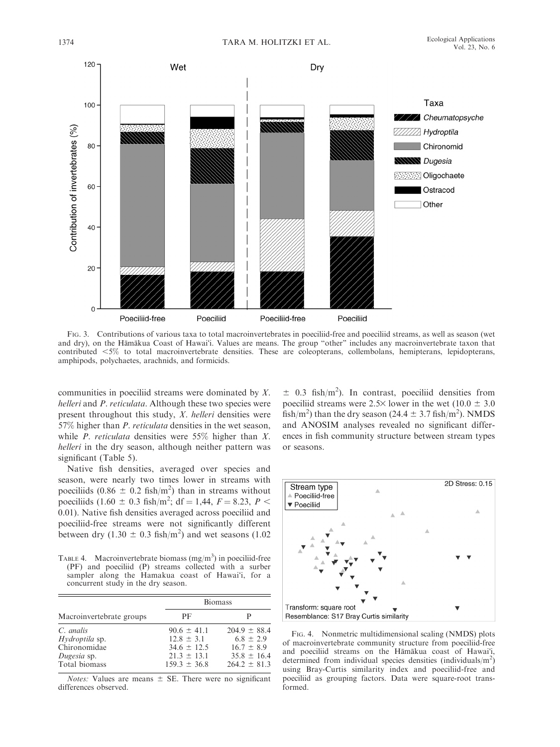FIG. 3. Contributions of various taxa to total macroinvertebrates in poeciliid-free and poeciliid streams, as well as season (wet and dry), on the Hāmākua Coast of Hawai'i. Values are means. The group "other" includes any macroinvertebrate taxon that contributed <5% to total macroinvertebrate densities. These are coleopterans, collembolans, hemipterans, lepidopterans, amphipods, polychaetes, arachnids, and formicids.

communities in poeciliid streams were dominated by *X. helleri* and *P. reticulata*. Although these two species were present throughout this study, *X. helleri* densities were 57% higher than *P. reticulata* densities in the wet season, while *P. reticulata* densities were 55% higher than *X. helleri* in the dry season, although neither pattern was significant (Table 5).

Native fish densities, averaged over species and season, were nearly two times lower in streams with poeciliids ($0.86 \pm 0.2$ fish/m$^2$) than in streams without poeciliids ($1.60 \pm 0.3$ fish/m$^2$; df = 1,44, $F = 8.23$, $P < 0.01$). Native fish densities averaged across poeciliid and poeciliid-free streams were not significantly different between dry ($1.30 \pm 0.3$ fish/m$^2$) and wet seasons ($1.02 \pm 0.3$ fish/m$^2$). In contrast, poeciliid densities from poeciliid streams were 2.5× lower in the wet ($10.0 \pm 3.0$ fish/m$^2$) than the dry season ($24.4 \pm 3.7$ fish/m$^2$). NMDS and ANOSIM analyses revealed no significant differences in fish community structure between stream types or seasons.

TABLE 4. Macroinvertebrate biomass (mg/m$^3$) in poeciliid-free (PF) and poeciliid (P) streams collected with a surber sampler along the Hamakua coast of Hawai'i, for a concurrent study in the dry season.

| Macroinvertebrate groups | Biomass | |
|---|---|---|
| | PF | P |
| *C. analis* | $90.6 \pm 41.1$ | $204.9 \pm 88.4$ |
| *Hydroptila* sp. | $12.8 \pm 3.1$ | $6.8 \pm 2.9$ |
| Chironomidae | $34.6 \pm 12.5$ | $16.7 \pm 8.9$ |
| *Dugesia* sp. | $21.3 \pm 13.1$ | $35.8 \pm 16.4$ |
| Total biomass | $159.3 \pm 36.8$ | $264.2 \pm 81.3$ |

*Notes:* Values are means ± SE. There were no significant differences observed.

FIG. 4. Nonmetric multidimensional scaling (NMDS) plots of macroinvertebrate community structure from poeciliid-free and poeciliid streams on the Hāmākua Coast of Hawai'i, determined from individual species densities (individuals/m$^2$) using Bray-Curtis similarity index and poeciliid-free and poeciliid as grouping factors. Data were square-root transformed.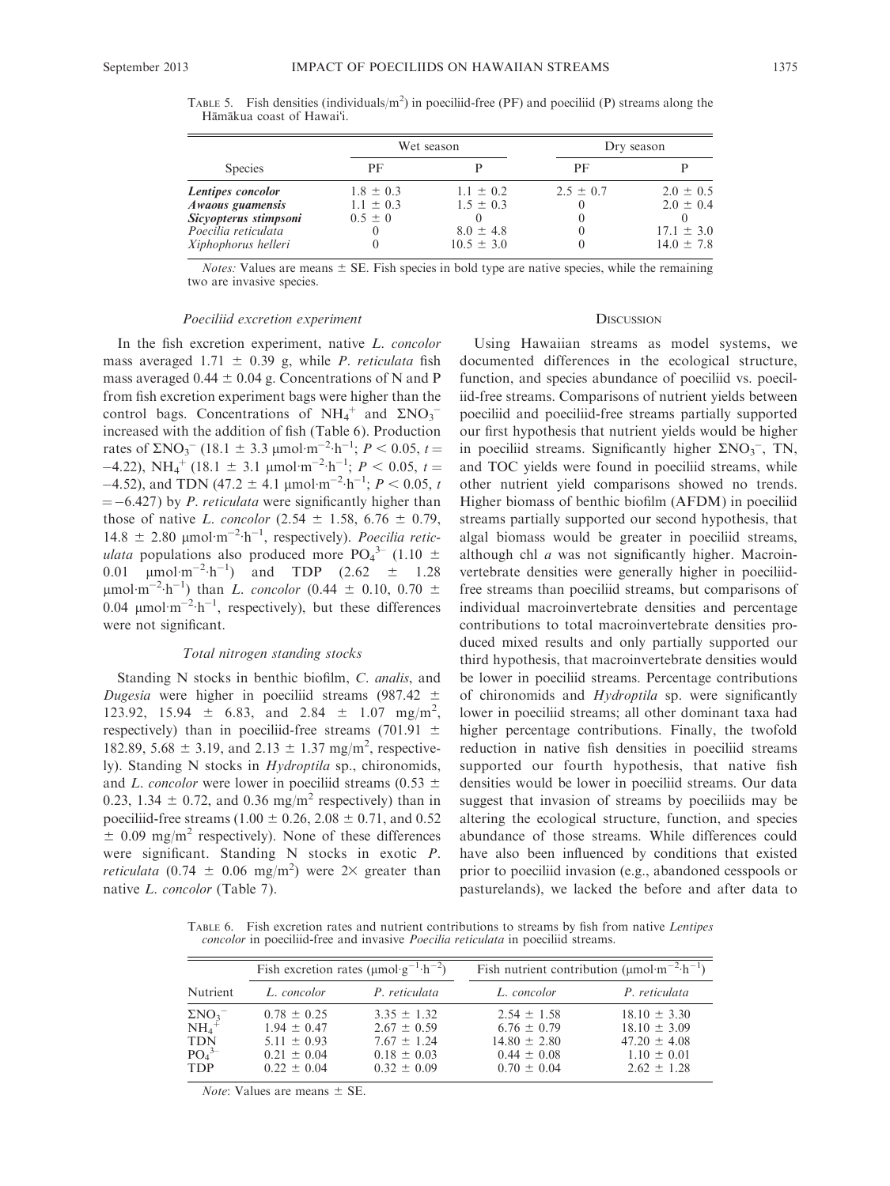TABLE 5. Fish densities (individuals/m$^2$) in poeciliid-free (PF) and poeciliid (P) streams along the Hāmākua coast of Hawai'i.

| Species | Wet season | | Dry season | |
|---|---|---|---|---|
| | PF | P | PF | P |
| ***Lentipes concolor*** | 1.8 ± 0.3 | 1.1 ± 0.2 | 2.5 ± 0.7 | 2.0 ± 0.5 |
| ***Awaous guamensis*** | 1.1 ± 0.3 | 1.5 ± 0.3 | 0 | 2.0 ± 0.4 |
| ***Sicyopterus stimpsoni*** | 0.5 ± 0 | 0 | 0 | 0 |
| *Poecilia reticulata* | 0 | 8.0 ± 4.8 | 0 | 17.1 ± 3.0 |
| *Xiphophorus helleri* | 0 | 10.5 ± 3.0 | 0 | 14.0 ± 7.8 |

*Notes:* Values are means ± SE. Fish species in bold type are native species, while the remaining two are invasive species.

### *Poeciliid excretion experiment*

In the fish excretion experiment, native *L. concolor* mass averaged 1.71 ± 0.39 g, while *P. reticulata* fish mass averaged 0.44 ± 0.04 g. Concentrations of N and P from fish excretion experiment bags were higher than the control bags. Concentrations of $NH_4^+$ and $\Sigma NO_3^-$ increased with the addition of fish (Table 6). Production rates of $\Sigma NO_3^-$ (18.1 ± 3.3 μmol·m$^{-2}$·h$^{-1}$; $P < 0.05$, $t = -4.22$), $NH_4^+$ (18.1 ± 3.1 μmol·m$^{-2}$·h$^{-1}$; $P < 0.05$, $t = -4.52$), and TDN (47.2 ± 4.1 μmol·m$^{-2}$·h$^{-1}$; $P < 0.05$, $t = -6.427$) by *P. reticulata* were significantly higher than those of native *L. concolor* (2.54 ± 1.58, 6.76 ± 0.79, 14.8 ± 2.80 μmol·m$^{-2}$·h$^{-1}$, respectively). *Poecilia reticulata* populations also produced more $PO_4^{3-}$ (1.10 ± 0.01 μmol·m$^{-2}$·h$^{-1}$) and TDP (2.62 ± 1.28 μmol·m$^{-2}$·h$^{-1}$) than *L. concolor* (0.44 ± 0.10, 0.70 ± 0.04 μmol·m$^{-2}$·h$^{-1}$, respectively), but these differences were not significant.

### *Total nitrogen standing stocks*

Standing N stocks in benthic biofilm, *C. analis*, and *Dugesia* were higher in poeciliid streams (987.42 ± 123.92, 15.94 ± 6.83, and 2.84 ± 1.07 mg/m$^2$, respectively) than in poeciliid-free streams (701.91 ± 182.89, 5.68 ± 3.19, and 2.13 ± 1.37 mg/m$^2$, respectively). Standing N stocks in *Hydroptila* sp., chironomids, and *L. concolor* were lower in poeciliid streams (0.53 ± 0.23, 1.34 ± 0.72, and 0.36 mg/m$^2$ respectively) than in poeciliid-free streams (1.00 ± 0.26, 2.08 ± 0.71, and 0.52 ± 0.09 mg/m$^2$ respectively). None of these differences were significant. Standing N stocks in exotic *P. reticulata* (0.74 ± 0.06 mg/m$^2$) were 2× greater than native *L. concolor* (Table 7).

## DISCUSSION

Using Hawaiian streams as model systems, we documented differences in the ecological structure, function, and species abundance of poeciliid vs. poeciliid-free streams. Comparisons of nutrient yields between poeciliid and poeciliid-free streams partially supported our first hypothesis that nutrient yields would be higher in poeciliid streams. Significantly higher $\Sigma NO_3^-$, TN, and TOC yields were found in poeciliid streams, while other nutrient yield comparisons showed no trends. Higher biomass of benthic biofilm (AFDM) in poeciliid streams partially supported our second hypothesis, that algal biomass would be greater in poeciliid streams, although chl *a* was not significantly higher. Macroinvertebrate densities were generally higher in poeciliid-free streams than poeciliid streams, but comparisons of individual macroinvertebrate densities and percentage contributions to total macroinvertebrate densities produced mixed results and only partially supported our third hypothesis, that macroinvertebrate densities would be lower in poeciliid streams. Percentage contributions of chironomids and *Hydroptila* sp. were significantly lower in poeciliid streams; all other dominant taxa had higher percentage contributions. Finally, the twofold reduction in native fish densities in poeciliid streams supported our fourth hypothesis, that native fish densities would be lower in poeciliid streams. Our data suggest that invasion of streams by poeciliids may be altering the ecological structure, function, and species abundance of those streams. While differences could have also been influenced by conditions that existed prior to poeciliid invasion (e.g., abandoned cesspools or pasturelands), we lacked the before and after data to

TABLE 6. Fish excretion rates and nutrient contributions to streams by fish from native *Lentipes concolor* in poeciliid-free and invasive *Poecilia reticulata* in poeciliid streams.

| Nutrient | Fish excretion rates (μmol·g$^{-1}$·h$^{-2}$) | | Fish nutrient contribution (μmol·m$^{-2}$·h$^{-1}$) | |
|---|---|---|---|---|
| | *L. concolor* | *P. reticulata* | *L. concolor* | *P. reticulata* |
| $\Sigma NO_3^-$ | 0.78 ± 0.25 | 3.35 ± 1.32 | 2.54 ± 1.58 | 18.10 ± 3.30 |
| $NH_4^+$ | 1.94 ± 0.47 | 2.67 ± 0.59 | 6.76 ± 0.79 | 18.10 ± 3.09 |
| TDN | 5.11 ± 0.93 | 7.67 ± 1.24 | 14.80 ± 2.80 | 47.20 ± 4.08 |
| $PO_4^{3-}$ | 0.21 ± 0.04 | 0.18 ± 0.03 | 0.44 ± 0.08 | 1.10 ± 0.01 |
| TDP | 0.22 ± 0.04 | 0.32 ± 0.09 | 0.70 ± 0.04 | 2.62 ± 1.28 |

*Note*: Values are means ± SE.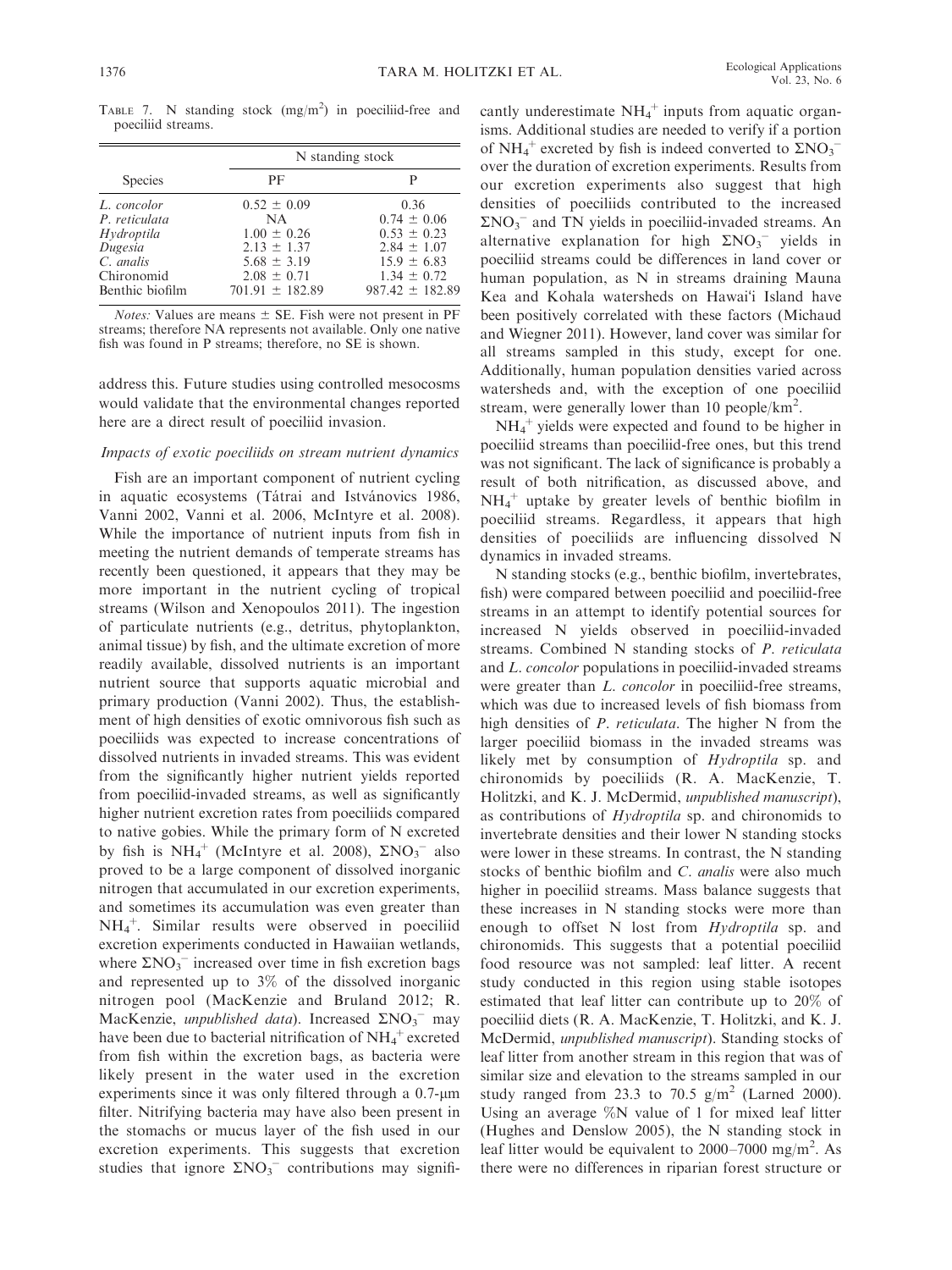TABLE 7. N standing stock ($mg/m^2$) in poeciliid-free and poeciliid streams.

| Species | N standing stock | |
|---|---|---|
| | PF | P |
| *L. concolor* | $0.52 \pm 0.09$ | 0.36 |
| *P. reticulata* | NA | $0.74 \pm 0.06$ |
| *Hydroptila* | $1.00 \pm 0.26$ | $0.53 \pm 0.23$ |
| *Dugesia* | $2.13 \pm 1.37$ | $2.84 \pm 1.07$ |
| *C. analis* | $5.68 \pm 3.19$ | $15.9 \pm 6.83$ |
| Chironomid | $2.08 \pm 0.71$ | $1.34 \pm 0.72$ |
| Benthic biofilm | $701.91 \pm 182.89$ | $987.42 \pm 182.89$ |

*Notes:* Values are means ± SE. Fish were not present in PF streams; therefore NA represents not available. Only one native fish was found in P streams; therefore, no SE is shown.

address this. Future studies using controlled mesocosms would validate that the environmental changes reported here are a direct result of poeciliid invasion.

### *Impacts of exotic poeciliids on stream nutrient dynamics*

Fish are an important component of nutrient cycling in aquatic ecosystems (Tátrai and Istvánovics 1986, Vanni 2002, Vanni et al. 2006, McIntyre et al. 2008). While the importance of nutrient inputs from fish in meeting the nutrient demands of temperate streams has recently been questioned, it appears that they may be more important in the nutrient cycling of tropical streams (Wilson and Xenopoulos 2011). The ingestion of particulate nutrients (e.g., detritus, phytoplankton, animal tissue) by fish, and the ultimate excretion of more readily available, dissolved nutrients is an important nutrient source that supports aquatic microbial and primary production (Vanni 2002). Thus, the establishment of high densities of exotic omnivorous fish such as poeciliids was expected to increase concentrations of dissolved nutrients in invaded streams. This was evident from the significantly higher nutrient yields reported from poeciliid-invaded streams, as well as significantly higher nutrient excretion rates from poeciliids compared to native gobies. While the primary form of N excreted by fish is $NH_4^+$ (McIntyre et al. 2008), $\Sigma NO_3^-$ also proved to be a large component of dissolved inorganic nitrogen that accumulated in our excretion experiments, and sometimes its accumulation was even greater than $NH_4^+$. Similar results were observed in poeciliid excretion experiments conducted in Hawaiian wetlands, where $\Sigma NO_3^-$ increased over time in fish excretion bags and represented up to 3% of the dissolved inorganic nitrogen pool (MacKenzie and Bruland 2012; R. MacKenzie, *unpublished data*). Increased $\Sigma NO_3^-$ may have been due to bacterial nitrification of $NH_4^+$ excreted from fish within the excretion bags, as bacteria were likely present in the water used in the excretion experiments since it was only filtered through a 0.7-μm filter. Nitrifying bacteria may have also been present in the stomachs or mucus layer of the fish used in our excretion experiments. This suggests that excretion studies that ignore $\Sigma NO_3^-$ contributions may significantly underestimate $NH_4^+$ inputs from aquatic organisms. Additional studies are needed to verify if a portion of $NH_4^+$ excreted by fish is indeed converted to $\Sigma NO_3^-$ over the duration of excretion experiments. Results from our excretion experiments also suggest that high densities of poeciliids contributed to the increased $\Sigma NO_3^-$ and TN yields in poeciliid-invaded streams. An alternative explanation for high $\Sigma NO_3^-$ yields in poeciliid streams could be differences in land cover or human population, as N in streams draining Mauna Kea and Kohala watersheds on Hawai'i Island have been positively correlated with these factors (Michaud and Wiegner 2011). However, land cover was similar for all streams sampled in this study, except for one. Additionally, human population densities varied across watersheds and, with the exception of one poeciliid stream, were generally lower than 10 people/$km^2$.

$NH_4^+$ yields were expected and found to be higher in poeciliid streams than poeciliid-free ones, but this trend was not significant. The lack of significance is probably a result of both nitrification, as discussed above, and $NH_4^+$ uptake by greater levels of benthic biofilm in poeciliid streams. Regardless, it appears that high densities of poeciliids are influencing dissolved N dynamics in invaded streams.

N standing stocks (e.g., benthic biofilm, invertebrates, fish) were compared between poeciliid and poeciliid-free streams in an attempt to identify potential sources for increased N yields observed in poeciliid-invaded streams. Combined N standing stocks of *P. reticulata* and *L. concolor* populations in poeciliid-invaded streams were greater than *L. concolor* in poeciliid-free streams, which was due to increased levels of fish biomass from high densities of *P. reticulata*. The higher N from the larger poeciliid biomass in the invaded streams was likely met by consumption of *Hydroptila* sp. and chironomids by poeciliids (R. A. MacKenzie, T. Holitzki, and K. J. McDermid, *unpublished manuscript*), as contributions of *Hydroptila* sp. and chironomids to invertebrate densities and their lower N standing stocks were lower in these streams. In contrast, the N standing stocks of benthic biofilm and *C. analis* were also much higher in poeciliid streams. Mass balance suggests that these increases in N standing stocks were more than enough to offset N lost from *Hydroptila* sp. and chironomids. This suggests that a potential poeciliid food resource was not sampled: leaf litter. A recent study conducted in this region using stable isotopes estimated that leaf litter can contribute up to 20% of poeciliid diets (R. A. MacKenzie, T. Holitzki, and K. J. McDermid, *unpublished manuscript*). Standing stocks of leaf litter from another stream in this region that was of similar size and elevation to the streams sampled in our study ranged from 23.3 to 70.5 $g/m^2$ (Larned 2000). Using an average %N value of 1 for mixed leaf litter (Hughes and Denslow 2005), the N standing stock in leaf litter would be equivalent to 2000–7000 $mg/m^2$. As there were no differences in riparian forest structure or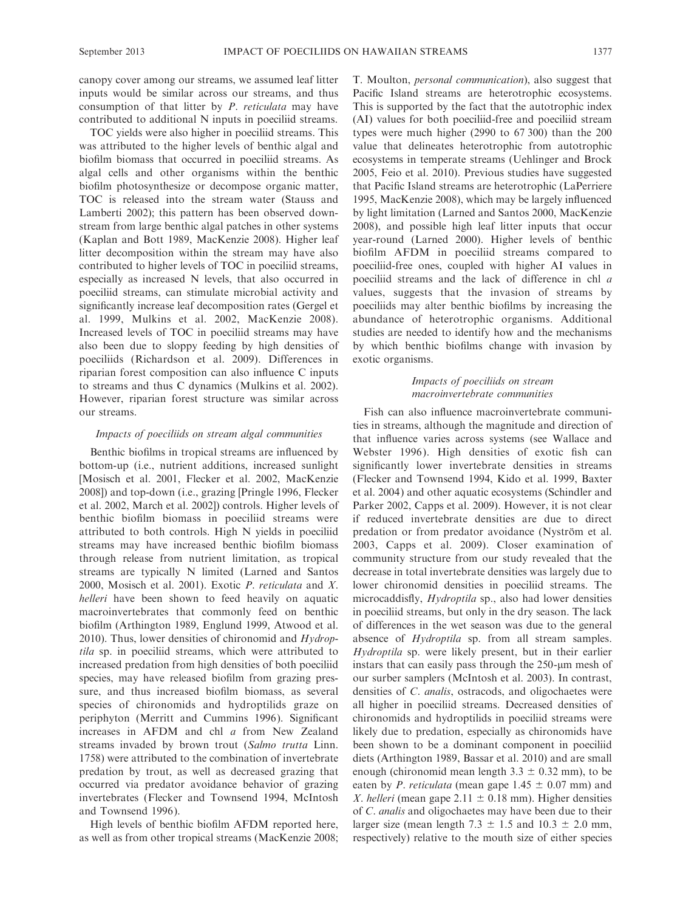canopy cover among our streams, we assumed leaf litter inputs would be similar across our streams, and thus consumption of that litter by *P. reticulata* may have contributed to additional N inputs in poeciliid streams.

TOC yields were also higher in poeciliid streams. This was attributed to the higher levels of benthic algal and biofilm biomass that occurred in poeciliid streams. As algal cells and other organisms within the benthic biofilm photosynthesize or decompose organic matter, TOC is released into the stream water (Stauss and Lamberti 2002); this pattern has been observed downstream from large benthic algal patches in other systems (Kaplan and Bott 1989, MacKenzie 2008). Higher leaf litter decomposition within the stream may have also contributed to higher levels of TOC in poeciliid streams, especially as increased N levels, that also occurred in poeciliid streams, can stimulate microbial activity and significantly increase leaf decomposition rates (Gergel et al. 1999, Mulkins et al. 2002, MacKenzie 2008). Increased levels of TOC in poeciliid streams may have also been due to sloppy feeding by high densities of poeciliids (Richardson et al. 2009). Differences in riparian forest composition can also influence C inputs to streams and thus C dynamics (Mulkins et al. 2002). However, riparian forest structure was similar across our streams.

### *Impacts of poeciliids on stream algal communities*

Benthic biofilms in tropical streams are influenced by bottom-up (i.e., nutrient additions, increased sunlight [Mosisch et al. 2001, Flecker et al. 2002, MacKenzie 2008]) and top-down (i.e., grazing [Pringle 1996, Flecker et al. 2002, March et al. 2002]) controls. Higher levels of benthic biofilm biomass in poeciliid streams were attributed to both controls. High N yields in poeciliid streams may have increased benthic biofilm biomass through release from nutrient limitation, as tropical streams are typically N limited (Larned and Santos 2000, Mosisch et al. 2001). Exotic *P. reticulata* and *X. helleri* have been shown to feed heavily on aquatic macroinvertebrates that commonly feed on benthic biofilm (Arthington 1989, Englund 1999, Atwood et al. 2010). Thus, lower densities of chironomid and *Hydroptila* sp. in poeciliid streams, which were attributed to increased predation from high densities of both poeciliid species, may have released biofilm from grazing pressure, and thus increased biofilm biomass, as several species of chironomids and hydroptilids graze on periphyton (Merritt and Cummins 1996). Significant increases in AFDM and chl *a* from New Zealand streams invaded by brown trout (*Salmo trutta* Linn. 1758) were attributed to the combination of invertebrate predation by trout, as well as decreased grazing that occurred via predator avoidance behavior of grazing invertebrates (Flecker and Townsend 1994, McIntosh and Townsend 1996).

High levels of benthic biofilm AFDM reported here, as well as from other tropical streams (MacKenzie 2008; T. Moulton, *personal communication*), also suggest that Pacific Island streams are heterotrophic ecosystems. This is supported by the fact that the autotrophic index (AI) values for both poeciliid-free and poeciliid stream types were much higher (2990 to 67 300) than the 200 value that delineates heterotrophic from autotrophic ecosystems in temperate streams (Uehlinger and Brock 2005, Feio et al. 2010). Previous studies have suggested that Pacific Island streams are heterotrophic (LaPerriere 1995, MacKenzie 2008), which may be largely influenced by light limitation (Larned and Santos 2000, MacKenzie 2008), and possible high leaf litter inputs that occur year-round (Larned 2000). Higher levels of benthic biofilm AFDM in poeciliid streams compared to poeciliid-free ones, coupled with higher AI values in poeciliid streams and the lack of difference in chl *a* values, suggests that the invasion of streams by poeciliids may alter benthic biofilms by increasing the abundance of heterotrophic organisms. Additional studies are needed to identify how and the mechanisms by which benthic biofilms change with invasion by exotic organisms.

### *Impacts of poeciliids on stream macroinvertebrate communities*

Fish can also influence macroinvertebrate communities in streams, although the magnitude and direction of that influence varies across systems (see Wallace and Webster 1996). High densities of exotic fish can significantly lower invertebrate densities in streams (Flecker and Townsend 1994, Kido et al. 1999, Baxter et al. 2004) and other aquatic ecosystems (Schindler and Parker 2002, Capps et al. 2009). However, it is not clear if reduced invertebrate densities are due to direct predation or from predator avoidance (Nyström et al. 2003, Capps et al. 2009). Closer examination of community structure from our study revealed that the decrease in total invertebrate densities was largely due to lower chironomid densities in poeciliid streams. The microcaddisfly, *Hydroptila* sp., also had lower densities in poeciliid streams, but only in the dry season. The lack of differences in the wet season was due to the general absence of *Hydroptila* sp. from all stream samples. *Hydroptila* sp. were likely present, but in their earlier instars that can easily pass through the 250-μm mesh of our surber samplers (McIntosh et al. 2003). In contrast, densities of *C. analis*, ostracods, and oligochaetes were all higher in poeciliid streams. Decreased densities of chironomids and hydroptilids in poeciliid streams were likely due to predation, especially as chironomids have been shown to be a dominant component in poeciliid diets (Arthington 1989, Bassar et al. 2010) and are small enough (chironomid mean length $3.3 \pm 0.32$ mm), to be eaten by *P. reticulata* (mean gape $1.45 \pm 0.07$ mm) and *X. helleri* (mean gape $2.11 \pm 0.18$ mm). Higher densities of *C. analis* and oligochaetes may have been due to their larger size (mean length $7.3 \pm 1.5$ and $10.3 \pm 2.0$ mm, respectively) relative to the mouth size of either species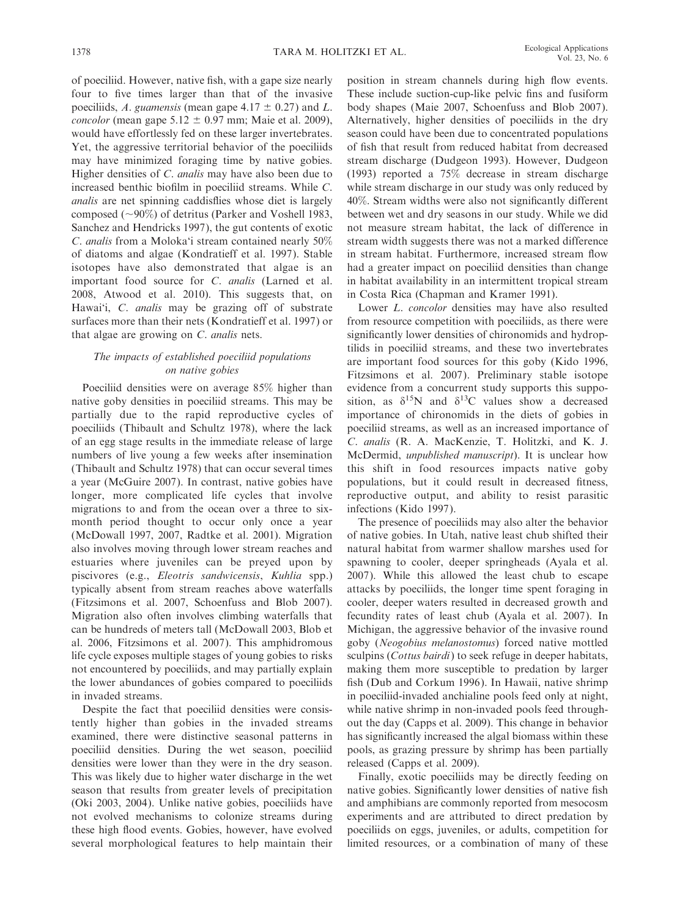of poeciliid. However, native fish, with a gape size nearly four to five times larger than that of the invasive poeciliids, *A. guamensis* (mean gape 4.17 ± 0.27) and *L. concolor* (mean gape 5.12 ± 0.97 mm; Maie et al. 2009), would have effortlessly fed on these larger invertebrates. Yet, the aggressive territorial behavior of the poeciliids may have minimized foraging time by native gobies. Higher densities of *C. analis* may have also been due to increased benthic biofilm in poeciliid streams. While *C. analis* are net spinning caddisflies whose diet is largely composed (~90%) of detritus (Parker and Voshell 1983, Sanchez and Hendricks 1997), the gut contents of exotic *C. analis* from a Moloka'i stream contained nearly 50% of diatoms and algae (Kondratieff et al. 1997). Stable isotopes have also demonstrated that algae is an important food source for *C. analis* (Larned et al. 2008, Atwood et al. 2010). This suggests that, on Hawai'i, *C. analis* may be grazing off of substrate surfaces more than their nets (Kondratieff et al. 1997) or that algae are growing on *C. analis* nets.

### *The impacts of established poeciliid populations on native gobies*

Poeciliid densities were on average 85% higher than native goby densities in poeciliid streams. This may be partially due to the rapid reproductive cycles of poeciliids (Thibault and Schultz 1978), where the lack of an egg stage results in the immediate release of large numbers of live young a few weeks after insemination (Thibault and Schultz 1978) that can occur several times a year (McGuire 2007). In contrast, native gobies have longer, more complicated life cycles that involve migrations to and from the ocean over a three to six-month period thought to occur only once a year (McDowall 1997, 2007, Radtke et al. 2001). Migration also involves moving through lower stream reaches and estuaries where juveniles can be preyed upon by piscivores (e.g., *Eleotris sandwicensis*, *Kuhlia* spp.) typically absent from stream reaches above waterfalls (Fitzsimons et al. 2007, Schoenfuss and Blob 2007). Migration also often involves climbing waterfalls that can be hundreds of meters tall (McDowall 2003, Blob et al. 2006, Fitzsimons et al. 2007). This amphidromous life cycle exposes multiple stages of young gobies to risks not encountered by poeciliids, and may partially explain the lower abundances of gobies compared to poeciliids in invaded streams.

Despite the fact that poeciliid densities were consistently higher than gobies in the invaded streams examined, there were distinctive seasonal patterns in poeciliid densities. During the wet season, poeciliid densities were lower than they were in the dry season. This was likely due to higher water discharge in the wet season that results from greater levels of precipitation (Oki 2003, 2004). Unlike native gobies, poeciliids have not evolved mechanisms to colonize streams during these high flood events. Gobies, however, have evolved several morphological features to help maintain their position in stream channels during high flow events. These include suction-cup-like pelvic fins and fusiform body shapes (Maie 2007, Schoenfuss and Blob 2007). Alternatively, higher densities of poeciliids in the dry season could have been due to concentrated populations of fish that result from reduced habitat from decreased stream discharge (Dudgeon 1993). However, Dudgeon (1993) reported a 75% decrease in stream discharge while stream discharge in our study was only reduced by 40%. Stream widths were also not significantly different between wet and dry seasons in our study. While we did not measure stream habitat, the lack of difference in stream width suggests there was not a marked difference in stream habitat. Furthermore, increased stream flow had a greater impact on poeciliid densities than change in habitat availability in an intermittent tropical stream in Costa Rica (Chapman and Kramer 1991).

Lower *L. concolor* densities may have also resulted from resource competition with poeciliids, as there were significantly lower densities of chironomids and hydroptilids in poeciliid streams, and these two invertebrates are important food sources for this goby (Kido 1996, Fitzsimons et al. 2007). Preliminary stable isotope evidence from a concurrent study supports this supposition, as $\delta^{15}N$ and $\delta^{13}C$ values show a decreased importance of chironomids in the diets of gobies in poeciliid streams, as well as an increased importance of *C. analis* (R. A. MacKenzie, T. Holitzki, and K. J. McDermid, *unpublished manuscript*). It is unclear how this shift in food resources impacts native goby populations, but it could result in decreased fitness, reproductive output, and ability to resist parasitic infections (Kido 1997).

The presence of poeciliids may also alter the behavior of native gobies. In Utah, native least chub shifted their natural habitat from warmer shallow marshes used for spawning to cooler, deeper springheads (Ayala et al. 2007). While this allowed the least chub to escape attacks by poeciliids, the longer time spent foraging in cooler, deeper waters resulted in decreased growth and fecundity rates of least chub (Ayala et al. 2007). In Michigan, the aggressive behavior of the invasive round goby (*Neogobius melanostomus*) forced native mottled sculpins (*Cottus bairdi*) to seek refuge in deeper habitats, making them more susceptible to predation by larger fish (Dub and Corkum 1996). In Hawaii, native shrimp in poeciliid-invaded anchialine pools feed only at night, while native shrimp in non-invaded pools feed throughout the day (Capps et al. 2009). This change in behavior has significantly increased the algal biomass within these pools, as grazing pressure by shrimp has been partially released (Capps et al. 2009).

Finally, exotic poeciliids may be directly feeding on native gobies. Significantly lower densities of native fish and amphibians are commonly reported from mesocosm experiments and are attributed to direct predation by poeciliids on eggs, juveniles, or adults, competition for limited resources, or a combination of many of these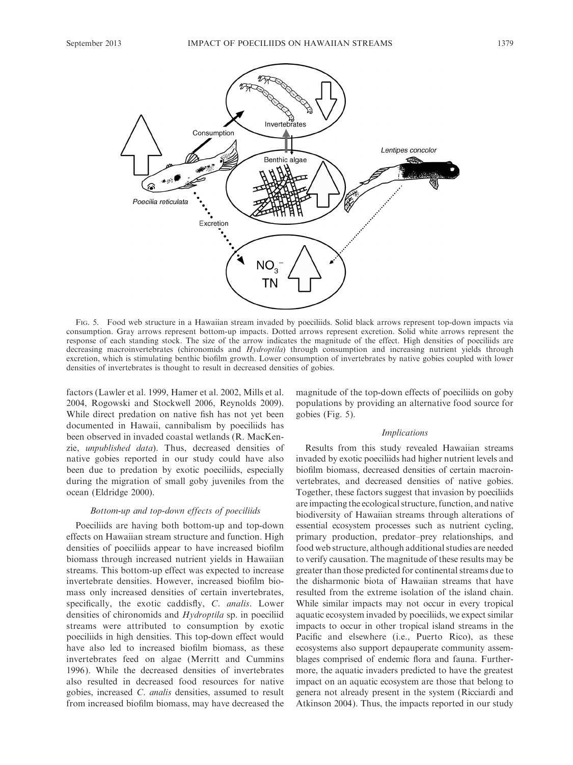FIG. 5. Food web structure in a Hawaiian stream invaded by poeciliids. Solid black arrows represent top-down impacts via consumption. Gray arrows represent bottom-up impacts. Dotted arrows represent excretion. Solid white arrows represent the response of each standing stock. The size of the arrow indicates the magnitude of the effect. High densities of poeciliids are decreasing macroinvertebrates (chironomids and *Hydroptila*) through consumption and increasing nutrient yields through excretion, which is stimulating benthic biofilm growth. Lower consumption of invertebrates by native gobies coupled with lower densities of invertebrates is thought to result in decreased densities of gobies.

factors (Lawler et al. 1999, Hamer et al. 2002, Mills et al. 2004, Rogowski and Stockwell 2006, Reynolds 2009). While direct predation on native fish has not yet been documented in Hawaii, cannibalism by poeciliids has been observed in invaded coastal wetlands (R. MacKenzie, *unpublished data*). Thus, decreased densities of native gobies reported in our study could have also been due to predation by exotic poeciliids, especially during the migration of small goby juveniles from the ocean (Eldridge 2000).

### *Bottom-up and top-down effects of poeciliids*

Poeciliids are having both bottom-up and top-down effects on Hawaiian stream structure and function. High densities of poeciliids appear to have increased biofilm biomass through increased nutrient yields in Hawaiian streams. This bottom-up effect was expected to increase invertebrate densities. However, increased biofilm biomass only increased densities of certain invertebrates, specifically, the exotic caddisfly, *C. analis*. Lower densities of chironomids and *Hydroptila* sp. in poeciliid streams were attributed to consumption by exotic poeciliids in high densities. This top-down effect would have also led to increased biofilm biomass, as these invertebrates feed on algae (Merritt and Cummins 1996). While the decreased densities of invertebrates also resulted in decreased food resources for native gobies, increased *C. analis* densities, assumed to result from increased biofilm biomass, may have decreased the magnitude of the top-down effects of poeciliids on goby populations by providing an alternative food source for gobies (Fig. 5).

### *Implications*

Results from this study revealed Hawaiian streams invaded by exotic poeciliids had higher nutrient levels and biofilm biomass, decreased densities of certain macroinvertebrates, and decreased densities of native gobies. Together, these factors suggest that invasion by poeciliids are impacting the ecological structure, function, and native biodiversity of Hawaiian streams through alterations of essential ecosystem processes such as nutrient cycling, primary production, predator–prey relationships, and food web structure, although additional studies are needed to verify causation. The magnitude of these results may be greater than those predicted for continental streams due to the disharmonic biota of Hawaiian streams that have resulted from the extreme isolation of the island chain. While similar impacts may not occur in every tropical aquatic ecosystem invaded by poeciliids, we expect similar impacts to occur in other tropical island streams in the Pacific and elsewhere (i.e., Puerto Rico), as these ecosystems also support depauperate community assemblages comprised of endemic flora and fauna. Furthermore, the aquatic invaders predicted to have the greatest impact on an aquatic ecosystem are those that belong to genera not already present in the system (Ricciardi and Atkinson 2004). Thus, the impacts reported in our study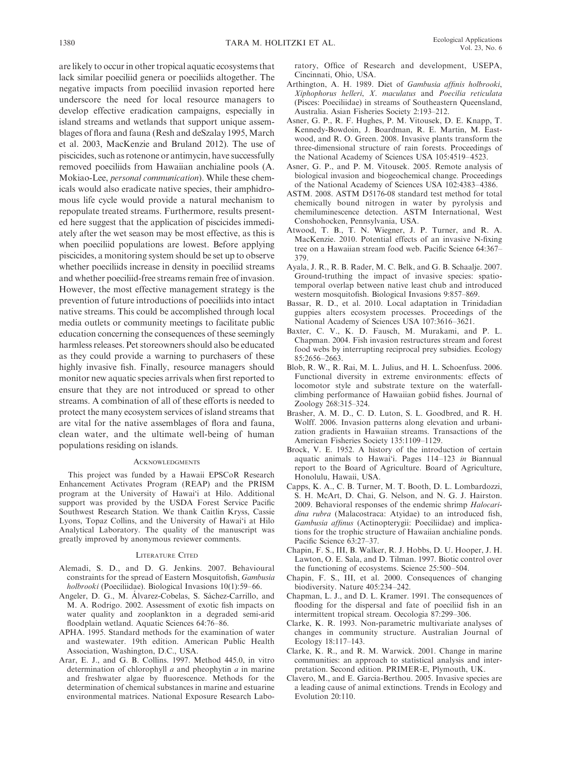are likely to occur in other tropical aquatic ecosystems that lack similar poeciliid genera or poeciliids altogether. The negative impacts from poeciliid invasion reported here underscore the need for local resource managers to develop effective eradication campaigns, especially in island streams and wetlands that support unique assemblages of flora and fauna (Resh and deSzalay 1995, March et al. 2003, MacKenzie and Bruland 2012). The use of piscicides, such as rotenone or antimycin, have successfully removed poeciliids from Hawaiian anchialine pools (A. Mokiao-Lee, *personal communication*). While these chemicals would also eradicate native species, their amphidromous life cycle would provide a natural mechanism to repopulate treated streams. Furthermore, results presented here suggest that the application of piscicides immediately after the wet season may be most effective, as this is when poeciliid populations are lowest. Before applying piscicides, a monitoring system should be set up to observe whether poeciliids increase in density in poeciliid streams and whether poeciliid-free streams remain free of invasion. However, the most effective management strategy is the prevention of future introductions of poeciliids into intact native streams. This could be accomplished through local media outlets or community meetings to facilitate public education concerning the consequences of these seemingly harmless releases. Pet storeowners should also be educated as they could provide a warning to purchasers of these highly invasive fish. Finally, resource managers should monitor new aquatic species arrivals when first reported to ensure that they are not introduced or spread to other streams. A combination of all of these efforts is needed to protect the many ecosystem services of island streams that are vital for the native assemblages of flora and fauna, clean water, and the ultimate well-being of human populations residing on islands.

## Acknowledgments

This project was funded by a Hawaii EPSCoR Research Enhancement Activates Program (REAP) and the PRISM program at the University of Hawai'i at Hilo. Additional support was provided by the USDA Forest Service Pacific Southwest Research Station. We thank Caitlin Kryss, Cassie Lyons, Topaz Collins, and the University of Hawai'i at Hilo Analytical Laboratory. The quality of the manuscript was greatly improved by anonymous reviewer comments.

## Literature Cited

Alemadi, S. D., and D. G. Jenkins. 2007. Behavioural constraints for the spread of Eastern Mosquitofish, *Gambusia holbrooki* (Poeciliidae). Biological Invasions 10(1):59–66.

Angeler, D. G., M. Álvarez-Cobelas, S. Sáchez-Carrillo, and M. A. Rodrigo. 2002. Assessment of exotic fish impacts on water quality and zooplankton in a degraded semi-arid floodplain wetland. Aquatic Sciences 64:76–86.

APHA. 1995. Standard methods for the examination of water and wastewater. 19th edition. American Public Health Association, Washington, D.C., USA.

Arar, E. J., and G. B. Collins. 1997. Method 445.0, in vitro determination of chlorophyll *a* and pheophytin *a* in marine and freshwater algae by fluorescence. Methods for the determination of chemical substances in marine and estuarine environmental matrices. National Exposure Research Laboratory, Office of Research and development, USEPA, Cincinnati, Ohio, USA.

Arthington, A. H. 1989. Diet of *Gambusia affinis holbrooki*, *Xiphophorus helleri*, *X. maculatus* and *Poecilia reticulata* (Pisces: Poeciliidae) in streams of Southeastern Queensland, Australia. Asian Fisheries Society 2:193–212.

Asner, G. P., R. F. Hughes, P. M. Vitousek, D. E. Knapp, T. Kennedy-Bowdoin, J. Boardman, R. E. Martin, M. Eastwood, and R. O. Green. 2008. Invasive plants transform the three-dimensional structure of rain forests. Proceedings of the National Academy of Sciences USA 105:4519–4523.

Asner, G. P., and P. M. Vitousek. 2005. Remote analysis of biological invasion and biogeochemical change. Proceedings of the National Academy of Sciences USA 102:4383–4386.

ASTM. 2008. ASTM D5176-08 standard test method for total chemically bound nitrogen in water by pyrolysis and chemiluminescence detection. ASTM International, West Conshohocken, Pennsylvania, USA.

Atwood, T. B., T. N. Wiegner, J. P. Turner, and R. A. MacKenzie. 2010. Potential effects of an invasive N-fixing tree on a Hawaiian stream food web. Pacific Science 64:367–379.

Ayala, J. R., R. B. Rader, M. C. Belk, and G. B. Schaalje. 2007. Ground-truthing the impact of invasive species: spatiotemporal overlap between native least chub and introduced western mosquitofish. Biological Invasions 9:857–869.

Bassar, R. D., et al. 2010. Local adaptation in Trinidadian guppies alters ecosystem processes. Proceedings of the National Academy of Sciences USA 107:3616–3621.

Baxter, C. V., K. D. Fausch, M. Murakami, and P. L. Chapman. 2004. Fish invasion restructures stream and forest food webs by interrupting reciprocal prey subsidies. Ecology 85:2656–2663.

Blob, R. W., R. Rai, M. L. Julius, and H. L. Schoenfuss. 2006. Functional diversity in extreme environments: effects of locomotor style and substrate texture on the waterfall-climbing performance of Hawaiian gobiid fishes. Journal of Zoology 268:315–324.

Brasher, A. M. D., C. D. Luton, S. L. Goodbred, and R. H. Wolff. 2006. Invasion patterns along elevation and urbanization gradients in Hawaiian streams. Transactions of the American Fisheries Society 135:1109–1129.

Brock, V. E. 1952. A history of the introduction of certain aquatic animals to Hawai'i. Pages 114–123 *in* Biannual report to the Board of Agriculture. Board of Agriculture, Honolulu, Hawaii, USA.

Capps, K. A., C. B. Turner, M. T. Booth, D. L. Lombardozzi, S. H. McArt, D. Chai, G. Nelson, and N. G. J. Hairston. 2009. Behavioral responses of the endemic shrimp *Halocaridina rubra* (Malacostraca: Atyidae) to an introduced fish, *Gambusia affinus* (Actinopterygii: Poeciliidae) and implications for the trophic structure of Hawaiian anchialine ponds. Pacific Science 63:27–37.

Chapin, F. S., III, B. Walker, R. J. Hobbs, D. U. Hooper, J. H. Lawton, O. E. Sala, and D. Tilman. 1997. Biotic control over the functioning of ecosystems. Science 25:500–504.

Chapin, F. S., III, et al. 2000. Consequences of changing biodiversity. Nature 405:234–242.

Chapman, L. J., and D. L. Kramer. 1991. The consequences of flooding for the dispersal and fate of poeciliid fish in an intermittent tropical stream. Oecologia 87:299–306.

Clarke, K. R. 1993. Non-parametric multivariate analyses of changes in community structure. Australian Journal of Ecology 18:117–143.

Clarke, K. R., and R. M. Warwick. 2001. Change in marine communities: an approach to statistical analysis and interpretation. Second edition. PRIMER-E, Plymouth, UK.

Clavero, M., and E. Garcia-Berthou. 2005. Invasive species are a leading cause of animal extinctions. Trends in Ecology and Evolution 20:110.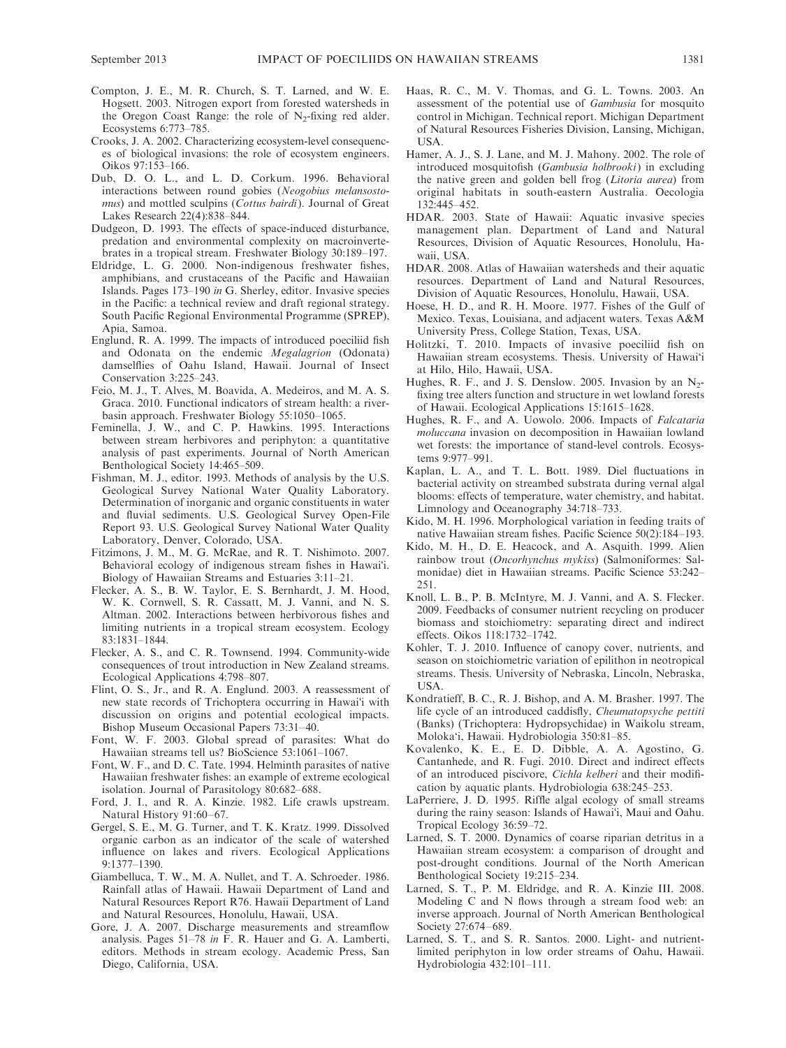Compton, J. E., M. R. Church, S. T. Larned, and W. E. Hogsett. 2003. Nitrogen export from forested watersheds in the Oregon Coast Range: the role of $N_2$-fixing red alder. Ecosystems 6:773–785.

Crooks, J. A. 2002. Characterizing ecosystem-level consequences of biological invasions: the role of ecosystem engineers. Oikos 97:153–166.

Dub, D. O. L., and L. D. Corkum. 1996. Behavioral interactions between round gobies (*Neogobius melansostomus*) and mottled sculpins (*Cottus bairdi*). Journal of Great Lakes Research 22(4):838–844.

Dudgeon, D. 1993. The effects of space-induced disturbance, predation and environmental complexity on macroinvertebrates in a tropical stream. Freshwater Biology 30:189–197.

Eldridge, L. G. 2000. Non-indigenous freshwater fishes, amphibians, and crustaceans of the Pacific and Hawaiian Islands. Pages 173–190 *in* G. Sherley, editor. Invasive species in the Pacific: a technical review and draft regional strategy. South Pacific Regional Environmental Programme (SPREP), Apia, Samoa.

Englund, R. A. 1999. The impacts of introduced poeciliid fish and Odonata on the endemic *Megalagrion* (Odonata) damselflies of Oahu Island, Hawaii. Journal of Insect Conservation 3:225–243.

Feio, M. J., T. Alves, M. Boavida, A. Medeiros, and M. A. S. Graca. 2010. Functional indicators of stream health: a river-basin approach. Freshwater Biology 55:1050–1065.

Feminella, J. W., and C. P. Hawkins. 1995. Interactions between stream herbivores and periphyton: a quantitative analysis of past experiments. Journal of North American Benthological Society 14:465–509.

Fishman, M. J., editor. 1993. Methods of analysis by the U.S. Geological Survey National Water Quality Laboratory. Determination of inorganic and organic constituents in water and fluvial sediments. U.S. Geological Survey Open-File Report 93. U.S. Geological Survey National Water Quality Laboratory, Denver, Colorado, USA.

Fitzimons, J. M., M. G. McRae, and R. T. Nishimoto. 2007. Behavioral ecology of indigenous stream fishes in Hawai'i. Biology of Hawaiian Streams and Estuaries 3:11–21.

Flecker, A. S., B. W. Taylor, E. S. Bernhardt, J. M. Hood, W. K. Cornwell, S. R. Cassatt, M. J. Vanni, and N. S. Altman. 2002. Interactions between herbivorous fishes and limiting nutrients in a tropical stream ecosystem. Ecology 83:1831–1844.

Flecker, A. S., and C. R. Townsend. 1994. Community-wide consequences of trout introduction in New Zealand streams. Ecological Applications 4:798–807.

Flint, O. S., Jr., and R. A. Englund. 2003. A reassessment of new state records of Trichoptera occurring in Hawai'i with discussion on origins and potential ecological impacts. Bishop Museum Occasional Papers 73:31–40.

Font, W. F. 2003. Global spread of parasites: What do Hawaiian streams tell us? BioScience 53:1061–1067.

Font, W. F., and D. C. Tate. 1994. Helminth parasites of native Hawaiian freshwater fishes: an example of extreme ecological isolation. Journal of Parasitology 80:682–688.

Ford, J. I., and R. A. Kinzie. 1982. Life crawls upstream. Natural History 91:60–67.

Gergel, S. E., M. G. Turner, and T. K. Kratz. 1999. Dissolved organic carbon as an indicator of the scale of watershed influence on lakes and rivers. Ecological Applications 9:1377–1390.

Giambelluca, T. W., M. A. Nullet, and T. A. Schroeder. 1986. Rainfall atlas of Hawaii. Hawaii Department of Land and Natural Resources Report R76. Hawaii Department of Land and Natural Resources, Honolulu, Hawaii, USA.

Gore, J. A. 2007. Discharge measurements and streamflow analysis. Pages 51–78 *in* F. R. Hauer and G. A. Lamberti, editors. Methods in stream ecology. Academic Press, San Diego, California, USA.

Haas, R. C., M. V. Thomas, and G. L. Towns. 2003. An assessment of the potential use of *Gambusia* for mosquito control in Michigan. Technical report. Michigan Department of Natural Resources Fisheries Division, Lansing, Michigan, USA.

Hamer, A. J., S. J. Lane, and M. J. Mahony. 2002. The role of introduced mosquitofish (*Gambusia holbrooki*) in excluding the native green and golden bell frog (*Litoria aurea*) from original habitats in south-eastern Australia. Oecologia 132:445–452.

HDAR. 2003. State of Hawaii: Aquatic invasive species management plan. Department of Land and Natural Resources, Division of Aquatic Resources, Honolulu, Hawaii, USA.

HDAR. 2008. Atlas of Hawaiian watersheds and their aquatic resources. Department of Land and Natural Resources, Division of Aquatic Resources, Honolulu, Hawaii, USA.

Hoese, H. D., and R. H. Moore. 1977. Fishes of the Gulf of Mexico. Texas, Louisiana, and adjacent waters. Texas A&M University Press, College Station, Texas, USA.

Holitzki, T. 2010. Impacts of invasive poeciliid fish on Hawaiian stream ecosystems. Thesis. University of Hawai'i at Hilo, Hilo, Hawaii, USA.

Hughes, R. F., and J. S. Denslow. 2005. Invasion by an $N_2$-fixing tree alters function and structure in wet lowland forests of Hawaii. Ecological Applications 15:1615–1628.

Hughes, R. F., and A. Uowolo. 2006. Impacts of *Falcataria moluccana* invasion on decomposition in Hawaiian lowland wet forests: the importance of stand-level controls. Ecosystems 9:977–991.

Kaplan, L. A., and T. L. Bott. 1989. Diel fluctuations in bacterial activity on streambed substrata during vernal algal blooms: effects of temperature, water chemistry, and habitat. Limnology and Oceanography 34:718–733.

Kido, M. H. 1996. Morphological variation in feeding traits of native Hawaiian stream fishes. Pacific Science 50(2):184–193.

Kido, M. H., D. E. Heacock, and A. Asquith. 1999. Alien rainbow trout (*Oncorhynchus mykiss*) (Salmoniformes: Salmonidae) diet in Hawaiian streams. Pacific Science 53:242–251.

Knoll, L. B., P. B. McIntyre, M. J. Vanni, and A. S. Flecker. 2009. Feedbacks of consumer nutrient recycling on producer biomass and stoichiometry: separating direct and indirect effects. Oikos 118:1732–1742.

Kohler, T. J. 2010. Influence of canopy cover, nutrients, and season on stoichiometric variation of epilithon in neotropical streams. Thesis. University of Nebraska, Lincoln, Nebraska, USA.

Kondratieff, B. C., R. J. Bishop, and A. M. Brasher. 1997. The life cycle of an introduced caddisfly, *Cheumatopsyche pettiti* (Banks) (Trichoptera: Hydropsychidae) in Waikolu stream, Moloka'i, Hawaii. Hydrobiologia 350:81–85.

Kovalenko, K. E., E. D. Dibble, A. A. Agostino, G. Cantanhede, and R. Fugi. 2010. Direct and indirect effects of an introduced piscivore, *Cichla kelberi* and their modification by aquatic plants. Hydrobiologia 638:245–253.

LaPerriere, J. D. 1995. Riffle algal ecology of small streams during the rainy season: Islands of Hawai'i, Maui and Oahu. Tropical Ecology 36:59–72.

Larned, S. T. 2000. Dynamics of coarse riparian detritus in a Hawaiian stream ecosystem: a comparison of drought and post-drought conditions. Journal of the North American Benthological Society 19:215–234.

Larned, S. T., P. M. Eldridge, and R. A. Kinzie III. 2008. Modeling C and N flows through a stream food web: an inverse approach. Journal of North American Benthological Society 27:674–689.

Larned, S. T., and S. R. Santos. 2000. Light- and nutrient-limited periphyton in low order streams of Oahu, Hawaii. Hydrobiologia 432:101–111.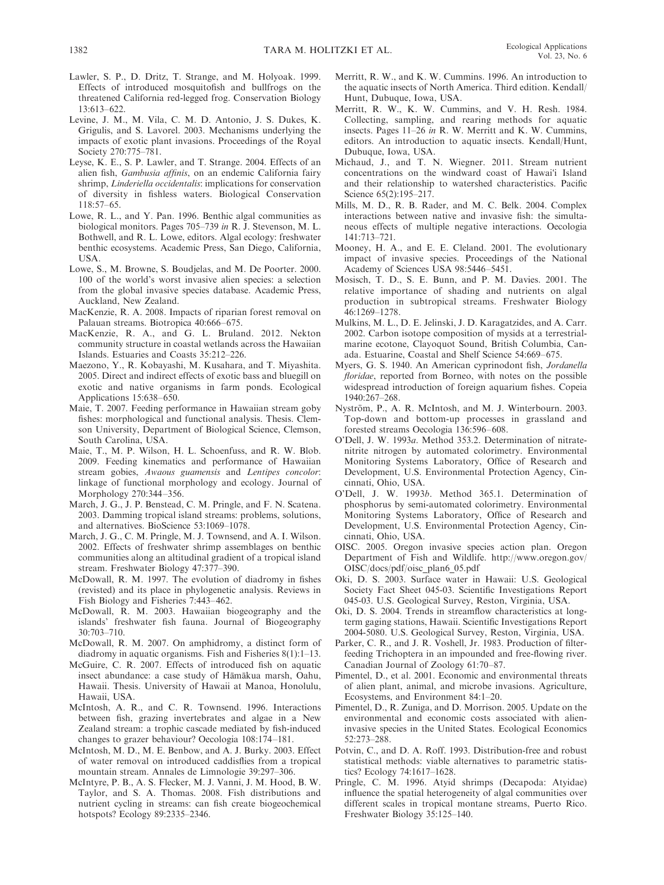Lawler, S. P., D. Dritz, T. Strange, and M. Holyoak. 1999. Effects of introduced mosquitofish and bullfrogs on the threatened California red-legged frog. Conservation Biology 13:613–622.

Levine, J. M., M. Vila, C. M. D. Antonio, J. S. Dukes, K. Grigulis, and S. Lavorel. 2003. Mechanisms underlying the impacts of exotic plant invasions. Proceedings of the Royal Society 270:775–781.

Leyse, K. E., S. P. Lawler, and T. Strange. 2004. Effects of an alien fish, *Gambusia affinis*, on an endemic California fairy shrimp, *Linderiella occidentalis*: implications for conservation of diversity in fishless waters. Biological Conservation 118:57–65.

Lowe, R. L., and Y. Pan. 1996. Benthic algal communities as biological monitors. Pages 705–739 *in* R. J. Stevenson, M. L. Bothwell, and R. L. Lowe, editors. Algal ecology: freshwater benthic ecosystems. Academic Press, San Diego, California, USA.

Lowe, S., M. Browne, S. Boudjelas, and M. De Poorter. 2000. 100 of the world's worst invasive alien species: a selection from the global invasive species database. Academic Press, Auckland, New Zealand.

MacKenzie, R. A. 2008. Impacts of riparian forest removal on Palauan streams. Biotropica 40:666–675.

MacKenzie, R. A., and G. L. Bruland. 2012. Nekton community structure in coastal wetlands across the Hawaiian Islands. Estuaries and Coasts 35:212–226.

Maezono, Y., R. Kobayashi, M. Kusahara, and T. Miyashita. 2005. Direct and indirect effects of exotic bass and bluegill on exotic and native organisms in farm ponds. Ecological Applications 15:638–650.

Maie, T. 2007. Feeding performance in Hawaiian stream goby fishes: morphological and functional analysis. Thesis. Clemson University, Department of Biological Science, Clemson, South Carolina, USA.

Maie, T., M. P. Wilson, H. L. Schoenfuss, and R. W. Blob. 2009. Feeding kinematics and performance of Hawaiian stream gobies, *Awaous guamensis* and *Lentipes concolor*: linkage of functional morphology and ecology. Journal of Morphology 270:344–356.

March, J. G., J. P. Benstead, C. M. Pringle, and F. N. Scatena. 2003. Damming tropical island streams: problems, solutions, and alternatives. BioScience 53:1069–1078.

March, J. G., C. M. Pringle, M. J. Townsend, and A. I. Wilson. 2002. Effects of freshwater shrimp assemblages on benthic communities along an altitudinal gradient of a tropical island stream. Freshwater Biology 47:377–390.

McDowall, R. M. 1997. The evolution of diadromy in fishes (revisted) and its place in phylogenetic analysis. Reviews in Fish Biology and Fisheries 7:443–462.

McDowall, R. M. 2003. Hawaiian biogeography and the islands' freshwater fish fauna. Journal of Biogeography 30:703–710.

McDowall, R. M. 2007. On amphidromy, a distinct form of diadromy in aquatic organisms. Fish and Fisheries 8(1):1–13.

McGuire, C. R. 2007. Effects of introduced fish on aquatic insect abundance: a case study of Hāmākua marsh, Oahu, Hawaii. Thesis. University of Hawaii at Manoa, Honolulu, Hawaii, USA.

McIntosh, A. R., and C. R. Townsend. 1996. Interactions between fish, grazing invertebrates and algae in a New Zealand stream: a trophic cascade mediated by fish-induced changes to grazer behaviour? Oecologia 108:174–181.

McIntosh, M. D., M. E. Benbow, and A. J. Burky. 2003. Effect of water removal on introduced caddisflies from a tropical mountain stream. Annales de Limnologie 39:297–306.

McIntyre, P. B., A. S. Flecker, M. J. Vanni, J. M. Hood, B. W. Taylor, and S. A. Thomas. 2008. Fish distributions and nutrient cycling in streams: can fish create biogeochemical hotspots? Ecology 89:2335–2346.

Merritt, R. W., and K. W. Cummins. 1996. An introduction to the aquatic insects of North America. Third edition. Kendall/Hunt, Dubuque, Iowa, USA.

Merritt, R. W., K. W. Cummins, and V. H. Resh. 1984. Collecting, sampling, and rearing methods for aquatic insects. Pages 11–26 *in* R. W. Merritt and K. W. Cummins, editors. An introduction to aquatic insects. Kendall/Hunt, Dubuque, Iowa, USA.

Michaud, J., and T. N. Wiegner. 2011. Stream nutrient concentrations on the windward coast of Hawai'i Island and their relationship to watershed characteristics. Pacific Science 65(2):195–217.

Mills, M. D., R. B. Rader, and M. C. Belk. 2004. Complex interactions between native and invasive fish: the simultaneous effects of multiple negative interactions. Oecologia 141:713–721.

Mooney, H. A., and E. E. Cleland. 2001. The evolutionary impact of invasive species. Proceedings of the National Academy of Sciences USA 98:5446–5451.

Mosisch, T. D., S. E. Bunn, and P. M. Davies. 2001. The relative importance of shading and nutrients on algal production in subtropical streams. Freshwater Biology 46:1269–1278.

Mulkins, M. L., D. E. Jelinski, J. D. Karagatzides, and A. Carr. 2002. Carbon isotope composition of mysids at a terrestrial-marine ecotone, Clayoquot Sound, British Columbia, Canada. Estuarine, Coastal and Shelf Science 54:669–675.

Myers, G. S. 1940. An American cyprinodont fish, *Jordanella floridae*, reported from Borneo, with notes on the possible widespread introduction of foreign aquarium fishes. Copeia 1940:267–268.

Nyström, P., A. R. McIntosh, and M. J. Winterbourn. 2003. Top-down and bottom-up processes in grassland and forested streams Oecologia 136:596–608.

O'Dell, J. W. 1993*a*. Method 353.2. Determination of nitrate-nitrite nitrogen by automated colorimetry. Environmental Monitoring Systems Laboratory, Office of Research and Development, U.S. Environmental Protection Agency, Cincinnati, Ohio, USA.

O'Dell, J. W. 1993*b*. Method 365.1. Determination of phosphorus by semi-automated colorimetry. Environmental Monitoring Systems Laboratory, Office of Research and Development, U.S. Environmental Protection Agency, Cincinnati, Ohio, USA.

OISC. 2005. Oregon invasive species action plan. Oregon Department of Fish and Wildlife. http://www.oregon.gov/OISC/docs/pdf/oisc_plan6_05.pdf

Oki, D. S. 2003. Surface water in Hawaii: U.S. Geological Society Fact Sheet 045-03. Scientific Investigations Report 045-03. U.S. Geological Survey, Reston, Virginia, USA.

Oki, D. S. 2004. Trends in streamflow characteristics at long-term gaging stations, Hawaii. Scientific Investigations Report 2004-5080. U.S. Geological Survey, Reston, Virginia, USA.

Parker, C. R., and J. R. Voshell, Jr. 1983. Production of filter-feeding Trichoptera in an impounded and free-flowing river. Canadian Journal of Zoology 61:70–87.

Pimentel, D., et al. 2001. Economic and environmental threats of alien plant, animal, and microbe invasions. Agriculture, Ecosystems, and Environment 84:1–20.

Pimentel, D., R. Zuniga, and D. Morrison. 2005. Update on the environmental and economic costs associated with alien-invasive species in the United States. Ecological Economics 52:273–288.

Potvin, C., and D. A. Roff. 1993. Distribution-free and robust statistical methods: viable alternatives to parametric statistics? Ecology 74:1617–1628.

Pringle, C. M. 1996. Atyid shrimps (Decapoda: Atyidae) influence the spatial heterogeneity of algal communities over different scales in tropical montane streams, Puerto Rico. Freshwater Biology 35:125–140.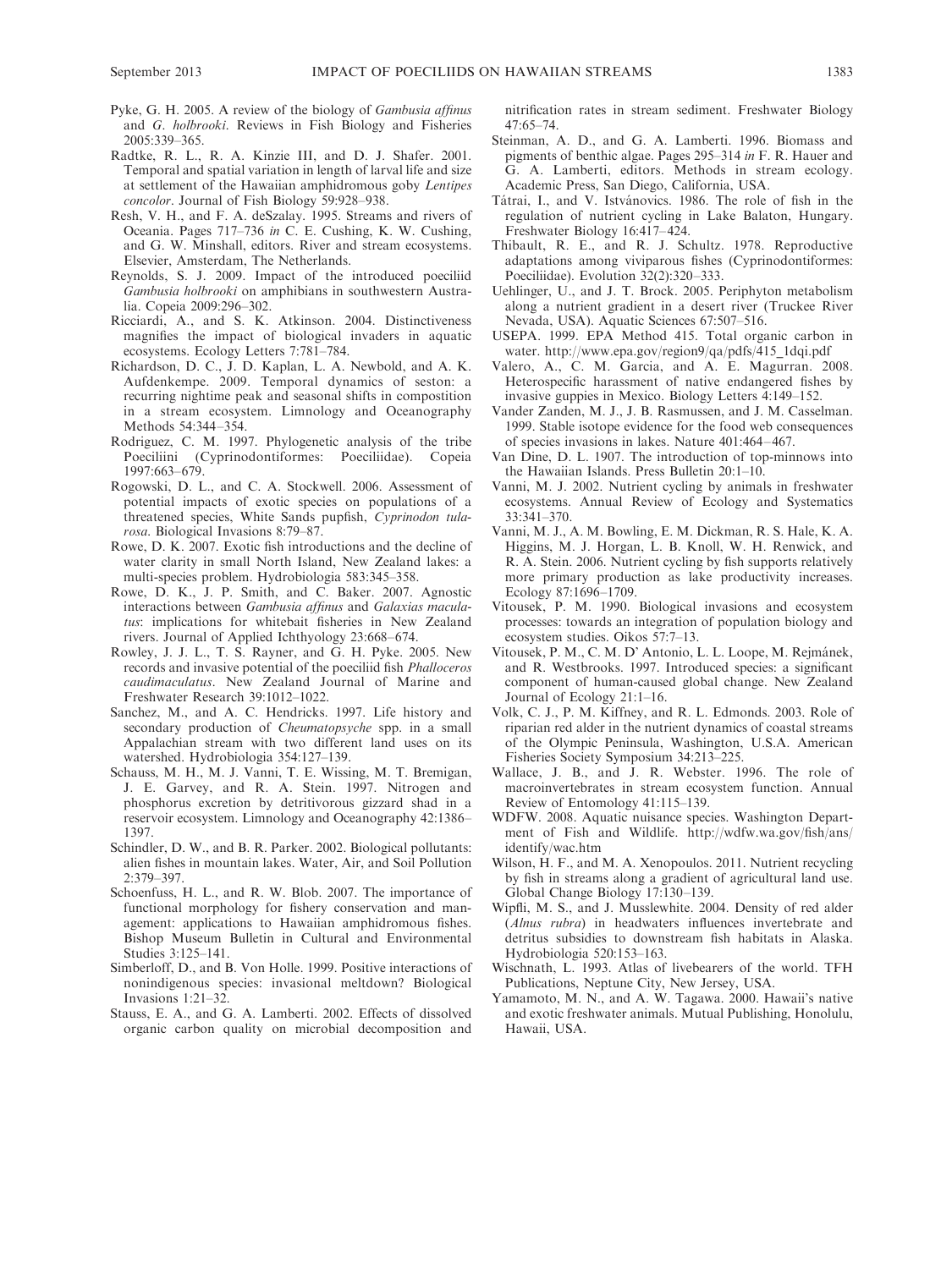Pyke, G. H. 2005. A review of the biology of *Gambusia affinus* and *G. holbrooki*. Reviews in Fish Biology and Fisheries 2005:339–365.

Radtke, R. L., R. A. Kinzie III, and D. J. Shafer. 2001. Temporal and spatial variation in length of larval life and size at settlement of the Hawaiian amphidromous goby *Lentipes concolor*. Journal of Fish Biology 59:928–938.

Resh, V. H., and F. A. deSzalay. 1995. Streams and rivers of Oceania. Pages 717–736 *in* C. E. Cushing, K. W. Cushing, and G. W. Minshall, editors. River and stream ecosystems. Elsevier, Amsterdam, The Netherlands.

Reynolds, S. J. 2009. Impact of the introduced poeciliid *Gambusia holbrooki* on amphibians in southwestern Australia. Copeia 2009:296–302.

Ricciardi, A., and S. K. Atkinson. 2004. Distinctiveness magnifies the impact of biological invaders in aquatic ecosystems. Ecology Letters 7:781–784.

Richardson, D. C., J. D. Kaplan, L. A. Newbold, and A. K. Aufdenkempe. 2009. Temporal dynamics of seston: a recurring nightime peak and seasonal shifts in compostition in a stream ecosystem. Limnology and Oceanography Methods 54:344–354.

Rodriguez, C. M. 1997. Phylogenetic analysis of the tribe Poeciliini (Cyprinodontiformes: Poeciliidae). Copeia 1997:663–679.

Rogowski, D. L., and C. A. Stockwell. 2006. Assessment of potential impacts of exotic species on populations of a threatened species, White Sands pupfish, *Cyprinodon tularosa*. Biological Invasions 8:79–87.

Rowe, D. K. 2007. Exotic fish introductions and the decline of water clarity in small North Island, New Zealand lakes: a multi-species problem. Hydrobiologia 583:345–358.

Rowe, D. K., J. P. Smith, and C. Baker. 2007. Agnostic interactions between *Gambusia affinus* and *Galaxias maculatus*: implications for whitebait fisheries in New Zealand rivers. Journal of Applied Ichthyology 23:668–674.

Rowley, J. J. L., T. S. Rayner, and G. H. Pyke. 2005. New records and invasive potential of the poeciliid fish *Phalloceros caudimaculatus*. New Zealand Journal of Marine and Freshwater Research 39:1012–1022.

Sanchez, M., and A. C. Hendricks. 1997. Life history and secondary production of *Cheumatopsyche* spp. in a small Appalachian stream with two different land uses on its watershed. Hydrobiologia 354:127–139.

Schauss, M. H., M. J. Vanni, T. E. Wissing, M. T. Bremigan, J. E. Garvey, and R. A. Stein. 1997. Nitrogen and phosphorus excretion by detritivorous gizzard shad in a reservoir ecosystem. Limnology and Oceanography 42:1386–1397.

Schindler, D. W., and B. R. Parker. 2002. Biological pollutants: alien fishes in mountain lakes. Water, Air, and Soil Pollution 2:379–397.

Schoenfuss, H. L., and R. W. Blob. 2007. The importance of functional morphology for fishery conservation and management: applications to Hawaiian amphidromous fishes. Bishop Museum Bulletin in Cultural and Environmental Studies 3:125–141.

Simberloff, D., and B. Von Holle. 1999. Positive interactions of nonindigenous species: invasional meltdown? Biological Invasions 1:21–32.

Stauss, E. A., and G. A. Lamberti. 2002. Effects of dissolved organic carbon quality on microbial decomposition and nitrification rates in stream sediment. Freshwater Biology 47:65–74.

Steinman, A. D., and G. A. Lamberti. 1996. Biomass and pigments of benthic algae. Pages 295–314 *in* F. R. Hauer and G. A. Lamberti, editors. Methods in stream ecology. Academic Press, San Diego, California, USA.

Tátrai, I., and V. Istvánovics. 1986. The role of fish in the regulation of nutrient cycling in Lake Balaton, Hungary. Freshwater Biology 16:417–424.

Thibault, R. E., and R. J. Schultz. 1978. Reproductive adaptations among viviparous fishes (Cyprinodontiformes: Poeciliidae). Evolution 32(2):320–333.

Uehlinger, U., and J. T. Brock. 2005. Periphyton metabolism along a nutrient gradient in a desert river (Truckee River Nevada, USA). Aquatic Sciences 67:507–516.

USEPA. 1999. EPA Method 415. Total organic carbon in water. http://www.epa.gov/region9/qa/pdfs/415_1dqi.pdf

Valero, A., C. M. Garcia, and A. E. Magurran. 2008. Heterospecific harassment of native endangered fishes by invasive guppies in Mexico. Biology Letters 4:149–152.

Vander Zanden, M. J., J. B. Rasmussen, and J. M. Casselman. 1999. Stable isotope evidence for the food web consequences of species invasions in lakes. Nature 401:464–467.

Van Dine, D. L. 1907. The introduction of top-minnows into the Hawaiian Islands. Press Bulletin 20:1–10.

Vanni, M. J. 2002. Nutrient cycling by animals in freshwater ecosystems. Annual Review of Ecology and Systematics 33:341–370.

Vanni, M. J., A. M. Bowling, E. M. Dickman, R. S. Hale, K. A. Higgins, M. J. Horgan, L. B. Knoll, W. H. Renwick, and R. A. Stein. 2006. Nutrient cycling by fish supports relatively more primary production as lake productivity increases. Ecology 87:1696–1709.

Vitousek, P. M. 1990. Biological invasions and ecosystem processes: towards an integration of population biology and ecosystem studies. Oikos 57:7–13.

Vitousek, P. M., C. M. D' Antonio, L. L. Loope, M. Rejmánek, and R. Westbrooks. 1997. Introduced species: a significant component of human-caused global change. New Zealand Journal of Ecology 21:1–16.

Volk, C. J., P. M. Kiffney, and R. L. Edmonds. 2003. Role of riparian red alder in the nutrient dynamics of coastal streams of the Olympic Peninsula, Washington, U.S.A. American Fisheries Society Symposium 34:213–225.

Wallace, J. B., and J. R. Webster. 1996. The role of macroinvertebrates in stream ecosystem function. Annual Review of Entomology 41:115–139.

WDFW. 2008. Aquatic nuisance species. Washington Department of Fish and Wildlife. http://wdfw.wa.gov/fish/ans/identify/wac.htm

Wilson, H. F., and M. A. Xenopoulos. 2011. Nutrient recycling by fish in streams along a gradient of agricultural land use. Global Change Biology 17:130–139.

Wipfli, M. S., and J. Musslewhite. 2004. Density of red alder (*Alnus rubra*) in headwaters influences invertebrate and detritus subsidies to downstream fish habitats in Alaska. Hydrobiologia 520:153–163.

Wischnath, L. 1993. Atlas of livebearers of the world. TFH Publications, Neptune City, New Jersey, USA.

Yamamoto, M. N., and A. W. Tagawa. 2000. Hawaii's native and exotic freshwater animals. Mutual Publishing, Honolulu, Hawaii, USA.